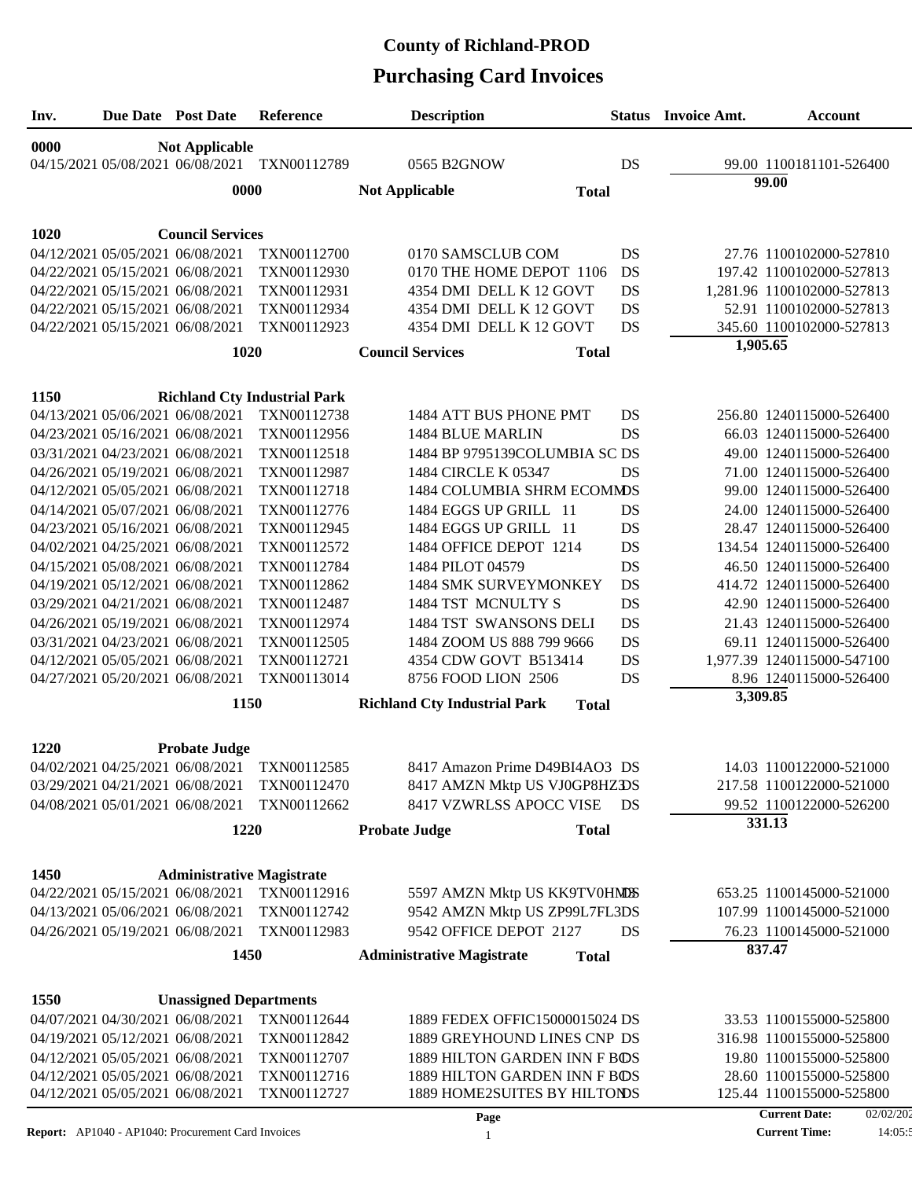# County of Richland-PROD

## Purchasing Card Invoices

| Inv. | Due Date | Post Date | Reference | Description | Status | Invoice Amt. | Account |
|---|---|---|---|---|---|---|---|
| **0000** | | **Not Applicable** | | | | | |
| 04/15/2021 | 05/08/2021 | 06/08/2021 | TXN00112789 | 0565 B2GNOW | DS | 99.00 | 1100181101-526400 |
| | | **0000** | | **Not Applicable** | **Total** | **99.00** | |
| **1020** | | **Council Services** | | | | | |
| 04/12/2021 | 05/05/2021 | 06/08/2021 | TXN00112700 | 0170 SAMSCLUB COM | DS | 27.76 | 1100102000-527810 |
| 04/22/2021 | 05/15/2021 | 06/08/2021 | TXN00112930 | 0170 THE HOME DEPOT 1106 | DS | 197.42 | 1100102000-527813 |
| 04/22/2021 | 05/15/2021 | 06/08/2021 | TXN00112931 | 4354 DMI DELL K 12 GOVT | DS | 1,281.96 | 1100102000-527813 |
| 04/22/2021 | 05/15/2021 | 06/08/2021 | TXN00112934 | 4354 DMI DELL K 12 GOVT | DS | 52.91 | 1100102000-527813 |
| 04/22/2021 | 05/15/2021 | 06/08/2021 | TXN00112923 | 4354 DMI DELL K 12 GOVT | DS | 345.60 | 1100102000-527813 |
| | | **1020** | | **Council Services** | **Total** | **1,905.65** | |
| **1150** | | **Richland Cty Industrial Park** | | | | | |
| 04/13/2021 | 05/06/2021 | 06/08/2021 | TXN00112738 | 1484 ATT BUS PHONE PMT | DS | 256.80 | 1240115000-526400 |
| 04/23/2021 | 05/16/2021 | 06/08/2021 | TXN00112956 | 1484 BLUE MARLIN | DS | 66.03 | 1240115000-526400 |
| 03/31/2021 | 04/23/2021 | 06/08/2021 | TXN00112518 | 1484 BP 9795139COLUMBIA SC | DS | 49.00 | 1240115000-526400 |
| 04/26/2021 | 05/19/2021 | 06/08/2021 | TXN00112987 | 1484 CIRCLE K 05347 | DS | 71.00 | 1240115000-526400 |
| 04/12/2021 | 05/05/2021 | 06/08/2021 | TXN00112718 | 1484 COLUMBIA SHRM ECOMM | DS | 99.00 | 1240115000-526400 |
| 04/14/2021 | 05/07/2021 | 06/08/2021 | TXN00112776 | 1484 EGGS UP GRILL 11 | DS | 24.00 | 1240115000-526400 |
| 04/23/2021 | 05/16/2021 | 06/08/2021 | TXN00112945 | 1484 EGGS UP GRILL 11 | DS | 28.47 | 1240115000-526400 |
| 04/02/2021 | 04/25/2021 | 06/08/2021 | TXN00112572 | 1484 OFFICE DEPOT 1214 | DS | 134.54 | 1240115000-526400 |
| 04/15/2021 | 05/08/2021 | 06/08/2021 | TXN00112784 | 1484 PILOT 04579 | DS | 46.50 | 1240115000-526400 |
| 04/19/2021 | 05/12/2021 | 06/08/2021 | TXN00112862 | 1484 SMK SURVEYMONKEY | DS | 414.72 | 1240115000-526400 |
| 03/29/2021 | 04/21/2021 | 06/08/2021 | TXN00112487 | 1484 TST MCNULTY S | DS | 42.90 | 1240115000-526400 |
| 04/26/2021 | 05/19/2021 | 06/08/2021 | TXN00112974 | 1484 TST SWANSONS DELI | DS | 21.43 | 1240115000-526400 |
| 03/31/2021 | 04/23/2021 | 06/08/2021 | TXN00112505 | 1484 ZOOM US 888 799 9666 | DS | 69.11 | 1240115000-526400 |
| 04/12/2021 | 05/05/2021 | 06/08/2021 | TXN00112721 | 4354 CDW GOVT B513414 | DS | 1,977.39 | 1240115000-547100 |
| 04/27/2021 | 05/20/2021 | 06/08/2021 | TXN00113014 | 8756 FOOD LION 2506 | DS | 8.96 | 1240115000-526400 |
| | | **1150** | | **Richland Cty Industrial Park** | **Total** | **3,309.85** | |
| **1220** | | **Probate Judge** | | | | | |
| 04/02/2021 | 04/25/2021 | 06/08/2021 | TXN00112585 | 8417 Amazon Prime D49BI4AO3 | DS | 14.03 | 1100122000-521000 |
| 03/29/2021 | 04/21/2021 | 06/08/2021 | TXN00112470 | 8417 AMZN Mktp US VJ0GP8HZ3 | DS | 217.58 | 1100122000-521000 |
| 04/08/2021 | 05/01/2021 | 06/08/2021 | TXN00112662 | 8417 VZWRLSS APOCC VISE | DS | 99.52 | 1100122000-526200 |
| | | **1220** | | **Probate Judge** | **Total** | **331.13** | |
| **1450** | | **Administrative Magistrate** | | | | | |
| 04/22/2021 | 05/15/2021 | 06/08/2021 | TXN00112916 | 5597 AMZN Mktp US KK9TV0HM3 | DS | 653.25 | 1100145000-521000 |
| 04/13/2021 | 05/06/2021 | 06/08/2021 | TXN00112742 | 9542 AMZN Mktp US ZP99L7FL3 | DS | 107.99 | 1100145000-521000 |
| 04/26/2021 | 05/19/2021 | 06/08/2021 | TXN00112983 | 9542 OFFICE DEPOT 2127 | DS | 76.23 | 1100145000-521000 |
| | | **1450** | | **Administrative Magistrate** | **Total** | **837.47** | |
| **1550** | | **Unassigned Departments** | | | | | |
| 04/07/2021 | 04/30/2021 | 06/08/2021 | TXN00112644 | 1889 FEDEX OFFIC15000015024 | DS | 33.53 | 1100155000-525800 |
| 04/19/2021 | 05/12/2021 | 06/08/2021 | TXN00112842 | 1889 GREYHOUND LINES CNP | DS | 316.98 | 1100155000-525800 |
| 04/12/2021 | 05/05/2021 | 06/08/2021 | TXN00112707 | 1889 HILTON GARDEN INN F BO | DS | 19.80 | 1100155000-525800 |
| 04/12/2021 | 05/05/2021 | 06/08/2021 | TXN00112716 | 1889 HILTON GARDEN INN F BO | DS | 28.60 | 1100155000-525800 |
| 04/12/2021 | 05/05/2021 | 06/08/2021 | TXN00112727 | 1889 HOME2SUITES BY HILTON | DS | 125.44 | 1100155000-525800 |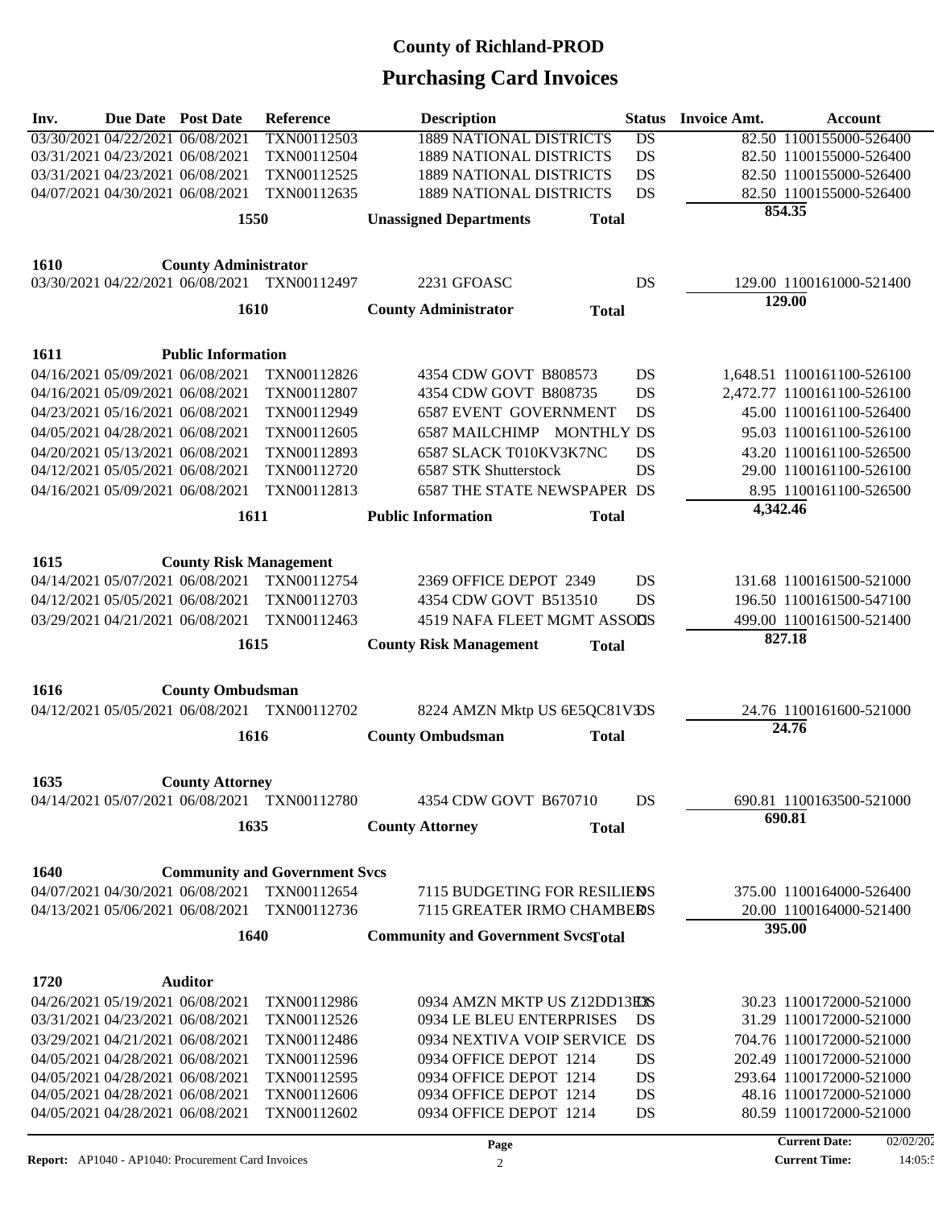# County of Richland-PROD

## Purchasing Card Invoices

| Inv. | Due Date | Post Date | Reference | Description | Status | Invoice Amt. | Account |
|---|---|---|---|---|---|---|---|
| 03/30/2021 | 04/22/2021 | 06/08/2021 | TXN00112503 | 1889 NATIONAL DISTRICTS | DS | 82.50 | 1100155000-526400 |
| 03/31/2021 | 04/23/2021 | 06/08/2021 | TXN00112504 | 1889 NATIONAL DISTRICTS | DS | 82.50 | 1100155000-526400 |
| 03/31/2021 | 04/23/2021 | 06/08/2021 | TXN00112525 | 1889 NATIONAL DISTRICTS | DS | 82.50 | 1100155000-526400 |
| 04/07/2021 | 04/30/2021 | 06/08/2021 | TXN00112635 | 1889 NATIONAL DISTRICTS | DS | 82.50 | 1100155000-526400 |
| | | **1550** | | **Unassigned Departments** | **Total** | **854.35** | |
| **1610** | | **County Administrator** | | | | | |
| 03/30/2021 | 04/22/2021 | 06/08/2021 | TXN00112497 | 2231 GFOASC | DS | 129.00 | 1100161000-521400 |
| | | **1610** | | **County Administrator** | **Total** | **129.00** | |
| **1611** | | **Public Information** | | | | | |
| 04/16/2021 | 05/09/2021 | 06/08/2021 | TXN00112826 | 4354 CDW GOVT B808573 | DS | 1,648.51 | 1100161100-526100 |
| 04/16/2021 | 05/09/2021 | 06/08/2021 | TXN00112807 | 4354 CDW GOVT B808735 | DS | 2,472.77 | 1100161100-526100 |
| 04/23/2021 | 05/16/2021 | 06/08/2021 | TXN00112949 | 6587 EVENT GOVERNMENT | DS | 45.00 | 1100161100-526400 |
| 04/05/2021 | 04/28/2021 | 06/08/2021 | TXN00112605 | 6587 MAILCHIMP MONTHLY | DS | 95.03 | 1100161100-526100 |
| 04/20/2021 | 05/13/2021 | 06/08/2021 | TXN00112893 | 6587 SLACK T010KV3K7NC | DS | 43.20 | 1100161100-526500 |
| 04/12/2021 | 05/05/2021 | 06/08/2021 | TXN00112720 | 6587 STK Shutterstock | DS | 29.00 | 1100161100-526100 |
| 04/16/2021 | 05/09/2021 | 06/08/2021 | TXN00112813 | 6587 THE STATE NEWSPAPER | DS | 8.95 | 1100161100-526500 |
| | | **1611** | | **Public Information** | **Total** | **4,342.46** | |
| **1615** | | **County Risk Management** | | | | | |
| 04/14/2021 | 05/07/2021 | 06/08/2021 | TXN00112754 | 2369 OFFICE DEPOT 2349 | DS | 131.68 | 1100161500-521000 |
| 04/12/2021 | 05/05/2021 | 06/08/2021 | TXN00112703 | 4354 CDW GOVT B513510 | DS | 196.50 | 1100161500-547100 |
| 03/29/2021 | 04/21/2021 | 06/08/2021 | TXN00112463 | 4519 NAFA FLEET MGMT ASSOC | DS | 499.00 | 1100161500-521400 |
| | | **1615** | | **County Risk Management** | **Total** | **827.18** | |
| **1616** | | **County Ombudsman** | | | | | |
| 04/12/2021 | 05/05/2021 | 06/08/2021 | TXN00112702 | 8224 AMZN Mktp US 6E5QC81V3 | DS | 24.76 | 1100161600-521000 |
| | | **1616** | | **County Ombudsman** | **Total** | **24.76** | |
| **1635** | | **County Attorney** | | | | | |
| 04/14/2021 | 05/07/2021 | 06/08/2021 | TXN00112780 | 4354 CDW GOVT B670710 | DS | 690.81 | 1100163500-521000 |
| | | **1635** | | **County Attorney** | **Total** | **690.81** | |
| **1640** | | **Community and Government Svcs** | | | | | |
| 04/07/2021 | 04/30/2021 | 06/08/2021 | TXN00112654 | 7115 BUDGETING FOR RESILIEN | DS | 375.00 | 1100164000-526400 |
| 04/13/2021 | 05/06/2021 | 06/08/2021 | TXN00112736 | 7115 GREATER IRMO CHAMBER | DS | 20.00 | 1100164000-521400 |
| | | **1640** | | **Community and Government Svcs** | **Total** | **395.00** | |
| **1720** | | **Auditor** | | | | | |
| 04/26/2021 | 05/19/2021 | 06/08/2021 | TXN00112986 | 0934 AMZN MKTP US Z12DD13E3 | DS | 30.23 | 1100172000-521000 |
| 03/31/2021 | 04/23/2021 | 06/08/2021 | TXN00112526 | 0934 LE BLEU ENTERPRISES | DS | 31.29 | 1100172000-521000 |
| 03/29/2021 | 04/21/2021 | 06/08/2021 | TXN00112486 | 0934 NEXTIVA VOIP SERVICE | DS | 704.76 | 1100172000-521000 |
| 04/05/2021 | 04/28/2021 | 06/08/2021 | TXN00112596 | 0934 OFFICE DEPOT 1214 | DS | 202.49 | 1100172000-521000 |
| 04/05/2021 | 04/28/2021 | 06/08/2021 | TXN00112595 | 0934 OFFICE DEPOT 1214 | DS | 293.64 | 1100172000-521000 |
| 04/05/2021 | 04/28/2021 | 06/08/2021 | TXN00112606 | 0934 OFFICE DEPOT 1214 | DS | 48.16 | 1100172000-521000 |
| 04/05/2021 | 04/28/2021 | 06/08/2021 | TXN00112602 | 0934 OFFICE DEPOT 1214 | DS | 80.59 | 1100172000-521000 |

**Report:** AP1040 - AP1040: Procurement Card Invoices

**Current Date:** 02/02/202
**Current Time:** 14:05:5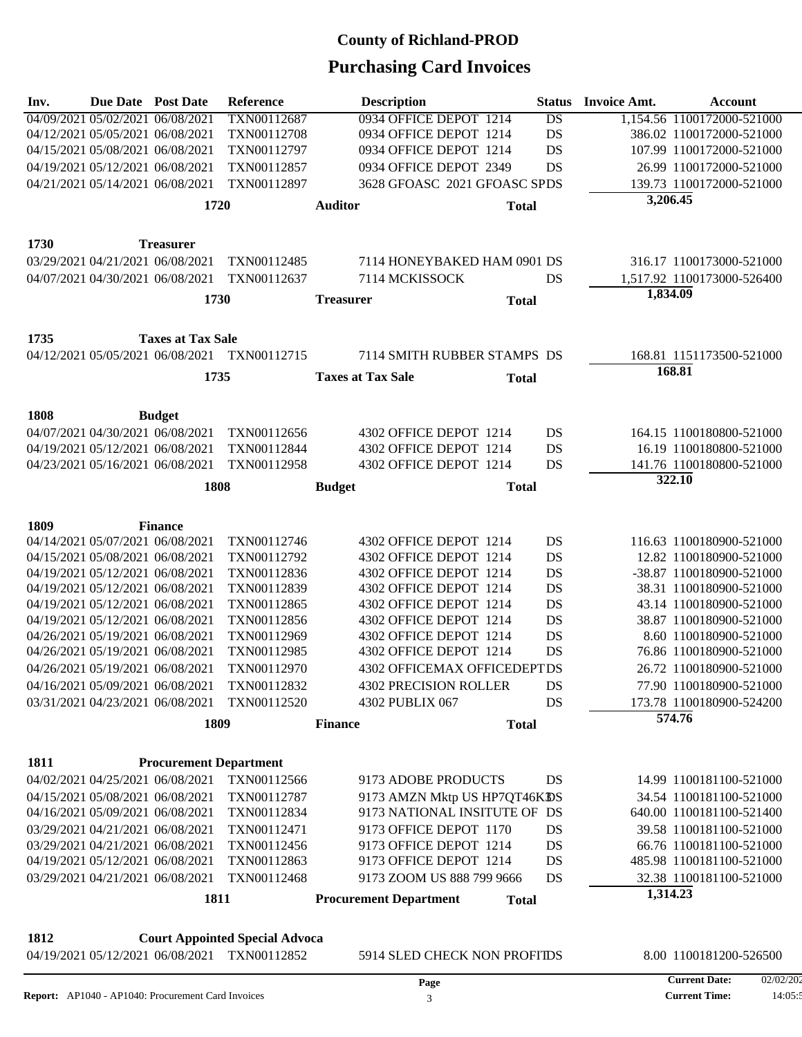# County of Richland-PROD

## Purchasing Card Invoices

| Inv. | Due Date | Post Date | Reference | Description | Status | Invoice Amt. | Account |
|---|---|---|---|---|---|---|---|
| 04/09/2021 | 05/02/2021 | 06/08/2021 | TXN00112687 | 0934 OFFICE DEPOT 1214 | DS | 1,154.56 | 1100172000-521000 |
| 04/12/2021 | 05/05/2021 | 06/08/2021 | TXN00112708 | 0934 OFFICE DEPOT 1214 | DS | 386.02 | 1100172000-521000 |
| 04/15/2021 | 05/08/2021 | 06/08/2021 | TXN00112797 | 0934 OFFICE DEPOT 1214 | DS | 107.99 | 1100172000-521000 |
| 04/19/2021 | 05/12/2021 | 06/08/2021 | TXN00112857 | 0934 OFFICE DEPOT 2349 | DS | 26.99 | 1100172000-521000 |
| 04/21/2021 | 05/14/2021 | 06/08/2021 | TXN00112897 | 3628 GFOASC 2021 GFOASC SP | DS | 139.73 | 1100172000-521000 |
| | | **1720** | | **Auditor** | **Total** | **3,206.45** | |
| **1730** | | **Treasurer** | | | | | |
| 03/29/2021 | 04/21/2021 | 06/08/2021 | TXN00112485 | 7114 HONEYBAKED HAM 0901 | DS | 316.17 | 1100173000-521000 |
| 04/07/2021 | 04/30/2021 | 06/08/2021 | TXN00112637 | 7114 MCKISSOCK | DS | 1,517.92 | 1100173000-526400 |
| | | **1730** | | **Treasurer** | **Total** | **1,834.09** | |
| **1735** | | **Taxes at Tax Sale** | | | | | |
| 04/12/2021 | 05/05/2021 | 06/08/2021 | TXN00112715 | 7114 SMITH RUBBER STAMPS | DS | 168.81 | 1151173500-521000 |
| | | **1735** | | **Taxes at Tax Sale** | **Total** | **168.81** | |
| **1808** | | **Budget** | | | | | |
| 04/07/2021 | 04/30/2021 | 06/08/2021 | TXN00112656 | 4302 OFFICE DEPOT 1214 | DS | 164.15 | 1100180800-521000 |
| 04/19/2021 | 05/12/2021 | 06/08/2021 | TXN00112844 | 4302 OFFICE DEPOT 1214 | DS | 16.19 | 1100180800-521000 |
| 04/23/2021 | 05/16/2021 | 06/08/2021 | TXN00112958 | 4302 OFFICE DEPOT 1214 | DS | 141.76 | 1100180800-521000 |
| | | **1808** | | **Budget** | **Total** | **322.10** | |
| **1809** | | **Finance** | | | | | |
| 04/14/2021 | 05/07/2021 | 06/08/2021 | TXN00112746 | 4302 OFFICE DEPOT 1214 | DS | 116.63 | 1100180900-521000 |
| 04/15/2021 | 05/08/2021 | 06/08/2021 | TXN00112792 | 4302 OFFICE DEPOT 1214 | DS | 12.82 | 1100180900-521000 |
| 04/19/2021 | 05/12/2021 | 06/08/2021 | TXN00112836 | 4302 OFFICE DEPOT 1214 | DS | -38.87 | 1100180900-521000 |
| 04/19/2021 | 05/12/2021 | 06/08/2021 | TXN00112839 | 4302 OFFICE DEPOT 1214 | DS | 38.31 | 1100180900-521000 |
| 04/19/2021 | 05/12/2021 | 06/08/2021 | TXN00112865 | 4302 OFFICE DEPOT 1214 | DS | 43.14 | 1100180900-521000 |
| 04/19/2021 | 05/12/2021 | 06/08/2021 | TXN00112856 | 4302 OFFICE DEPOT 1214 | DS | 38.87 | 1100180900-521000 |
| 04/26/2021 | 05/19/2021 | 06/08/2021 | TXN00112969 | 4302 OFFICE DEPOT 1214 | DS | 8.60 | 1100180900-521000 |
| 04/26/2021 | 05/19/2021 | 06/08/2021 | TXN00112985 | 4302 OFFICE DEPOT 1214 | DS | 76.86 | 1100180900-521000 |
| 04/26/2021 | 05/19/2021 | 06/08/2021 | TXN00112970 | 4302 OFFICEMAX OFFICEDEPT | DS | 26.72 | 1100180900-521000 |
| 04/16/2021 | 05/09/2021 | 06/08/2021 | TXN00112832 | 4302 PRECISION ROLLER | DS | 77.90 | 1100180900-521000 |
| 03/31/2021 | 04/23/2021 | 06/08/2021 | TXN00112520 | 4302 PUBLIX 067 | DS | 173.78 | 1100180900-524200 |
| | | **1809** | | **Finance** | **Total** | **574.76** | |
| **1811** | | **Procurement Department** | | | | | |
| 04/02/2021 | 04/25/2021 | 06/08/2021 | TXN00112566 | 9173 ADOBE PRODUCTS | DS | 14.99 | 1100181100-521000 |
| 04/15/2021 | 05/08/2021 | 06/08/2021 | TXN00112787 | 9173 AMZN Mktp US HP7QT46K3 | DS | 34.54 | 1100181100-521000 |
| 04/16/2021 | 05/09/2021 | 06/08/2021 | TXN00112834 | 9173 NATIONAL INSITUTE OF | DS | 640.00 | 1100181100-521400 |
| 03/29/2021 | 04/21/2021 | 06/08/2021 | TXN00112471 | 9173 OFFICE DEPOT 1170 | DS | 39.58 | 1100181100-521000 |
| 03/29/2021 | 04/21/2021 | 06/08/2021 | TXN00112456 | 9173 OFFICE DEPOT 1214 | DS | 66.76 | 1100181100-521000 |
| 04/19/2021 | 05/12/2021 | 06/08/2021 | TXN00112863 | 9173 OFFICE DEPOT 1214 | DS | 485.98 | 1100181100-521000 |
| 03/29/2021 | 04/21/2021 | 06/08/2021 | TXN00112468 | 9173 ZOOM US 888 799 9666 | DS | 32.38 | 1100181100-521000 |
| | | **1811** | | **Procurement Department** | **Total** | **1,314.23** | |
| **1812** | | **Court Appointed Special Advoca** | | | | | |
| 04/19/2021 | 05/12/2021 | 06/08/2021 | TXN00112852 | 5914 SLED CHECK NON PROFIT | DS | 8.00 | 1100181200-526500 |

**Report:** AP1040 - AP1040: Procurement Card Invoices

**Current Date:** 02/02/202

**Current Time:** 14:05:5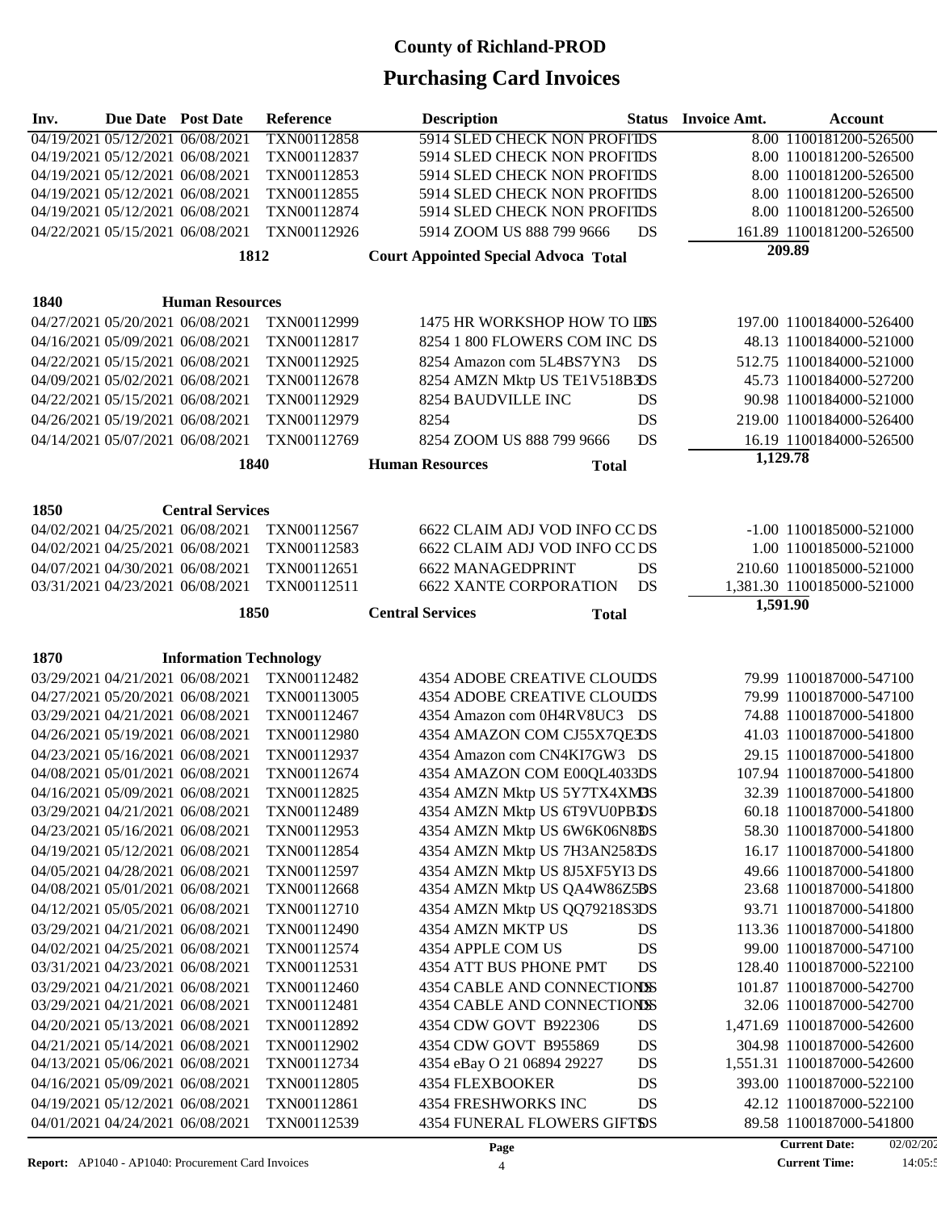# County of Richland-PROD

## Purchasing Card Invoices

| Inv. | Due Date | Post Date | Reference | Description | Status | Invoice Amt. | Account |
|---|---|---|---|---|---|---|---|
| 04/19/2021 | 05/12/2021 | 06/08/2021 | TXN00112858 | 5914 SLED CHECK NON PROFIT | DS | 8.00 | 1100181200-526500 |
| 04/19/2021 | 05/12/2021 | 06/08/2021 | TXN00112837 | 5914 SLED CHECK NON PROFIT | DS | 8.00 | 1100181200-526500 |
| 04/19/2021 | 05/12/2021 | 06/08/2021 | TXN00112853 | 5914 SLED CHECK NON PROFIT | DS | 8.00 | 1100181200-526500 |
| 04/19/2021 | 05/12/2021 | 06/08/2021 | TXN00112855 | 5914 SLED CHECK NON PROFIT | DS | 8.00 | 1100181200-526500 |
| 04/19/2021 | 05/12/2021 | 06/08/2021 | TXN00112874 | 5914 SLED CHECK NON PROFIT | DS | 8.00 | 1100181200-526500 |
| 04/22/2021 | 05/15/2021 | 06/08/2021 | TXN00112926 | 5914 ZOOM US 888 799 9666 | DS | 161.89 | 1100181200-526500 |
| | | 1812 | | Court Appointed Special Advoca Total | | 209.89 | |
| **1840** | | **Human Resources** | | | | | |
| 04/27/2021 | 05/20/2021 | 06/08/2021 | TXN00112999 | 1475 HR WORKSHOP HOW TO LE | DS | 197.00 | 1100184000-526400 |
| 04/16/2021 | 05/09/2021 | 06/08/2021 | TXN00112817 | 8254 1 800 FLOWERS COM INC | DS | 48.13 | 1100184000-521000 |
| 04/22/2021 | 05/15/2021 | 06/08/2021 | TXN00112925 | 8254 Amazon com 5L4BS7YN3 | DS | 512.75 | 1100184000-521000 |
| 04/09/2021 | 05/02/2021 | 06/08/2021 | TXN00112678 | 8254 AMZN Mktp US TE1V518B3 | DS | 45.73 | 1100184000-527200 |
| 04/22/2021 | 05/15/2021 | 06/08/2021 | TXN00112929 | 8254 BAUDVILLE INC | DS | 90.98 | 1100184000-521000 |
| 04/26/2021 | 05/19/2021 | 06/08/2021 | TXN00112979 | 8254 | DS | 219.00 | 1100184000-526400 |
| 04/14/2021 | 05/07/2021 | 06/08/2021 | TXN00112769 | 8254 ZOOM US 888 799 9666 | DS | 16.19 | 1100184000-526500 |
| | | 1840 | | Human Resources Total | | 1,129.78 | |
| **1850** | | **Central Services** | | | | | |
| 04/02/2021 | 04/25/2021 | 06/08/2021 | TXN00112567 | 6622 CLAIM ADJ VOD INFO CC | DS | -1.00 | 1100185000-521000 |
| 04/02/2021 | 04/25/2021 | 06/08/2021 | TXN00112583 | 6622 CLAIM ADJ VOD INFO CC | DS | 1.00 | 1100185000-521000 |
| 04/07/2021 | 04/30/2021 | 06/08/2021 | TXN00112651 | 6622 MANAGEDPRINT | DS | 210.60 | 1100185000-521000 |
| 03/31/2021 | 04/23/2021 | 06/08/2021 | TXN00112511 | 6622 XANTE CORPORATION | DS | 1,381.30 | 1100185000-521000 |
| | | 1850 | | Central Services Total | | 1,591.90 | |
| **1870** | | **Information Technology** | | | | | |
| 03/29/2021 | 04/21/2021 | 06/08/2021 | TXN00112482 | 4354 ADOBE CREATIVE CLOUD | DS | 79.99 | 1100187000-547100 |
| 04/27/2021 | 05/20/2021 | 06/08/2021 | TXN00113005 | 4354 ADOBE CREATIVE CLOUD | DS | 79.99 | 1100187000-547100 |
| 03/29/2021 | 04/21/2021 | 06/08/2021 | TXN00112467 | 4354 Amazon com 0H4RV8UC3 | DS | 74.88 | 1100187000-541800 |
| 04/26/2021 | 05/19/2021 | 06/08/2021 | TXN00112980 | 4354 AMAZON COM CJ55X7QE3 | DS | 41.03 | 1100187000-541800 |
| 04/23/2021 | 05/16/2021 | 06/08/2021 | TXN00112937 | 4354 Amazon com CN4KI7GW3 | DS | 29.15 | 1100187000-541800 |
| 04/08/2021 | 05/01/2021 | 06/08/2021 | TXN00112674 | 4354 AMAZON COM E00QL4033 | DS | 107.94 | 1100187000-541800 |
| 04/16/2021 | 05/09/2021 | 06/08/2021 | TXN00112825 | 4354 AMZN Mktp US 5Y7TX4XM3 | DS | 32.39 | 1100187000-541800 |
| 03/29/2021 | 04/21/2021 | 06/08/2021 | TXN00112489 | 4354 AMZN Mktp US 6T9VU0PB3 | DS | 60.18 | 1100187000-541800 |
| 04/23/2021 | 05/16/2021 | 06/08/2021 | TXN00112953 | 4354 AMZN Mktp US 6W6K06N83 | DS | 58.30 | 1100187000-541800 |
| 04/19/2021 | 05/12/2021 | 06/08/2021 | TXN00112854 | 4354 AMZN Mktp US 7H3AN2583 | DS | 16.17 | 1100187000-541800 |
| 04/05/2021 | 04/28/2021 | 06/08/2021 | TXN00112597 | 4354 AMZN Mktp US 8J5XF5YI3 | DS | 49.66 | 1100187000-541800 |
| 04/08/2021 | 05/01/2021 | 06/08/2021 | TXN00112668 | 4354 AMZN Mktp US QA4W86Z53 | DS | 23.68 | 1100187000-541800 |
| 04/12/2021 | 05/05/2021 | 06/08/2021 | TXN00112710 | 4354 AMZN Mktp US QQ79218S3 | DS | 93.71 | 1100187000-541800 |
| 03/29/2021 | 04/21/2021 | 06/08/2021 | TXN00112490 | 4354 AMZN MKTP US | DS | 113.36 | 1100187000-541800 |
| 04/02/2021 | 04/25/2021 | 06/08/2021 | TXN00112574 | 4354 APPLE COM US | DS | 99.00 | 1100187000-547100 |
| 03/31/2021 | 04/23/2021 | 06/08/2021 | TXN00112531 | 4354 ATT BUS PHONE PMT | DS | 128.40 | 1100187000-522100 |
| 03/29/2021 | 04/21/2021 | 06/08/2021 | TXN00112460 | 4354 CABLE AND CONNECTIONS | DS | 101.87 | 1100187000-542700 |
| 03/29/2021 | 04/21/2021 | 06/08/2021 | TXN00112481 | 4354 CABLE AND CONNECTIONS | DS | 32.06 | 1100187000-542700 |
| 04/20/2021 | 05/13/2021 | 06/08/2021 | TXN00112892 | 4354 CDW GOVT B922306 | DS | 1,471.69 | 1100187000-542600 |
| 04/21/2021 | 05/14/2021 | 06/08/2021 | TXN00112902 | 4354 CDW GOVT B955869 | DS | 304.98 | 1100187000-542600 |
| 04/13/2021 | 05/06/2021 | 06/08/2021 | TXN00112734 | 4354 eBay O 21 06894 29227 | DS | 1,551.31 | 1100187000-542600 |
| 04/16/2021 | 05/09/2021 | 06/08/2021 | TXN00112805 | 4354 FLEXBOOKER | DS | 393.00 | 1100187000-522100 |
| 04/19/2021 | 05/12/2021 | 06/08/2021 | TXN00112861 | 4354 FRESHWORKS INC | DS | 42.12 | 1100187000-522100 |
| 04/01/2021 | 04/24/2021 | 06/08/2021 | TXN00112539 | 4354 FUNERAL FLOWERS GIFTS | DS | 89.58 | 1100187000-541800 |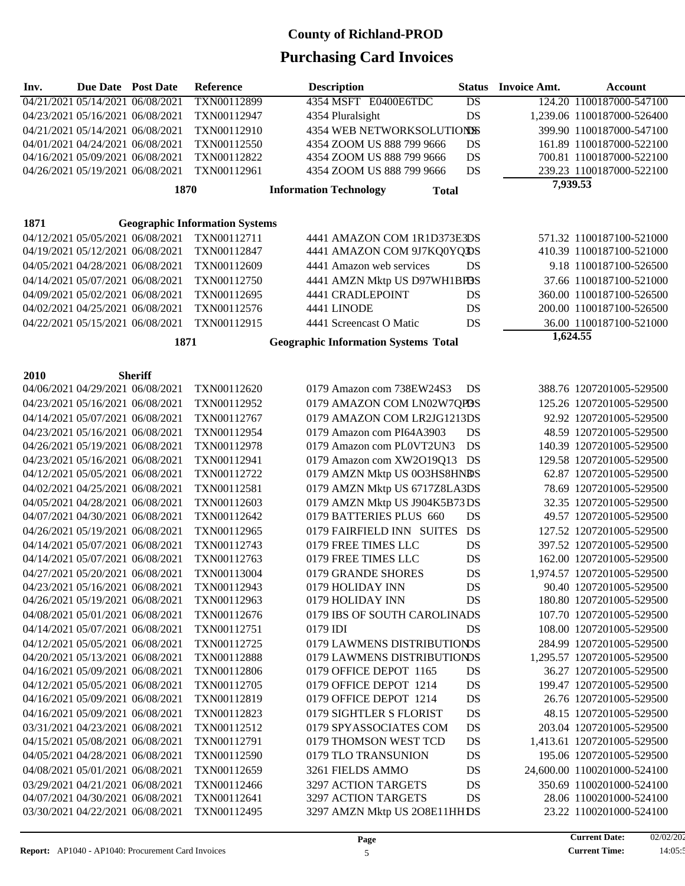# County of Richland-PROD

## Purchasing Card Invoices

| Inv. | Due Date | Post Date | Reference | Description | Status | Invoice Amt. | Account |
|---|---|---|---|---|---|---|---|
| 04/21/2021 | 05/14/2021 | 06/08/2021 | TXN00112899 | 4354 MSFT E0400E6TDC | DS | 124.20 | 1100187000-547100 |
| 04/23/2021 | 05/16/2021 | 06/08/2021 | TXN00112947 | 4354 Pluralsight | DS | 1,239.06 | 1100187000-526400 |
| 04/21/2021 | 05/14/2021 | 06/08/2021 | TXN00112910 | 4354 WEB NETWORKSOLUTIONS | DS | 399.90 | 1100187000-547100 |
| 04/01/2021 | 04/24/2021 | 06/08/2021 | TXN00112550 | 4354 ZOOM US 888 799 9666 | DS | 161.89 | 1100187000-522100 |
| 04/16/2021 | 05/09/2021 | 06/08/2021 | TXN00112822 | 4354 ZOOM US 888 799 9666 | DS | 700.81 | 1100187000-522100 |
| 04/26/2021 | 05/19/2021 | 06/08/2021 | TXN00112961 | 4354 ZOOM US 888 799 9666 | DS | 239.23 | 1100187000-522100 |
| | | | 1870 | Information Technology Total | | 7,939.53 | |
| **1871** | | **Geographic Information Systems** | | | | | |
| 04/12/2021 | 05/05/2021 | 06/08/2021 | TXN00112711 | 4441 AMAZON COM 1R1D373E3 | DS | 571.32 | 1100187100-521000 |
| 04/19/2021 | 05/12/2021 | 06/08/2021 | TXN00112847 | 4441 AMAZON COM 9J7KQ0YQ3 | DS | 410.39 | 1100187100-521000 |
| 04/05/2021 | 04/28/2021 | 06/08/2021 | TXN00112609 | 4441 Amazon web services | DS | 9.18 | 1100187100-526500 |
| 04/14/2021 | 05/07/2021 | 06/08/2021 | TXN00112750 | 4441 AMZN Mktp US D97WH1BP3 | DS | 37.66 | 1100187100-521000 |
| 04/09/2021 | 05/02/2021 | 06/08/2021 | TXN00112695 | 4441 CRADLEPOINT | DS | 360.00 | 1100187100-526500 |
| 04/02/2021 | 04/25/2021 | 06/08/2021 | TXN00112576 | 4441 LINODE | DS | 200.00 | 1100187100-526500 |
| 04/22/2021 | 05/15/2021 | 06/08/2021 | TXN00112915 | 4441 Screencast O Matic | DS | 36.00 | 1100187100-521000 |
| | | | 1871 | Geographic Information Systems Total | | 1,624.55 | |
| **2010** | | **Sheriff** | | | | | |
| 04/06/2021 | 04/29/2021 | 06/08/2021 | TXN00112620 | 0179 Amazon com 738EW24S3 | DS | 388.76 | 1207201005-529500 |
| 04/23/2021 | 05/16/2021 | 06/08/2021 | TXN00112952 | 0179 AMAZON COM LN02W7QP3 | DS | 125.26 | 1207201005-529500 |
| 04/14/2021 | 05/07/2021 | 06/08/2021 | TXN00112767 | 0179 AMAZON COM LR2JG1213 | DS | 92.92 | 1207201005-529500 |
| 04/23/2021 | 05/16/2021 | 06/08/2021 | TXN00112954 | 0179 Amazon com PI64A3903 | DS | 48.59 | 1207201005-529500 |
| 04/26/2021 | 05/19/2021 | 06/08/2021 | TXN00112978 | 0179 Amazon com PL0VT2UN3 | DS | 140.39 | 1207201005-529500 |
| 04/23/2021 | 05/16/2021 | 06/08/2021 | TXN00112941 | 0179 Amazon com XW2O19Q13 | DS | 129.58 | 1207201005-529500 |
| 04/12/2021 | 05/05/2021 | 06/08/2021 | TXN00112722 | 0179 AMZN Mktp US 0O3HS8HN3 | DS | 62.87 | 1207201005-529500 |
| 04/02/2021 | 04/25/2021 | 06/08/2021 | TXN00112581 | 0179 AMZN Mktp US 6717Z8LA3 | DS | 78.69 | 1207201005-529500 |
| 04/05/2021 | 04/28/2021 | 06/08/2021 | TXN00112603 | 0179 AMZN Mktp US J904K5B73 | DS | 32.35 | 1207201005-529500 |
| 04/07/2021 | 04/30/2021 | 06/08/2021 | TXN00112642 | 0179 BATTERIES PLUS 660 | DS | 49.57 | 1207201005-529500 |
| 04/26/2021 | 05/19/2021 | 06/08/2021 | TXN00112965 | 0179 FAIRFIELD INN SUITES | DS | 127.52 | 1207201005-529500 |
| 04/14/2021 | 05/07/2021 | 06/08/2021 | TXN00112743 | 0179 FREE TIMES LLC | DS | 397.52 | 1207201005-529500 |
| 04/14/2021 | 05/07/2021 | 06/08/2021 | TXN00112763 | 0179 FREE TIMES LLC | DS | 162.00 | 1207201005-529500 |
| 04/27/2021 | 05/20/2021 | 06/08/2021 | TXN00113004 | 0179 GRANDE SHORES | DS | 1,974.57 | 1207201005-529500 |
| 04/23/2021 | 05/16/2021 | 06/08/2021 | TXN00112943 | 0179 HOLIDAY INN | DS | 90.40 | 1207201005-529500 |
| 04/26/2021 | 05/19/2021 | 06/08/2021 | TXN00112963 | 0179 HOLIDAY INN | DS | 180.80 | 1207201005-529500 |
| 04/08/2021 | 05/01/2021 | 06/08/2021 | TXN00112676 | 0179 IBS OF SOUTH CAROLINA | DS | 107.70 | 1207201005-529500 |
| 04/14/2021 | 05/07/2021 | 06/08/2021 | TXN00112751 | 0179 IDI | DS | 108.00 | 1207201005-529500 |
| 04/12/2021 | 05/05/2021 | 06/08/2021 | TXN00112725 | 0179 LAWMENS DISTRIBUTION | DS | 284.99 | 1207201005-529500 |
| 04/20/2021 | 05/13/2021 | 06/08/2021 | TXN00112888 | 0179 LAWMENS DISTRIBUTION | DS | 1,295.57 | 1207201005-529500 |
| 04/16/2021 | 05/09/2021 | 06/08/2021 | TXN00112806 | 0179 OFFICE DEPOT 1165 | DS | 36.27 | 1207201005-529500 |
| 04/12/2021 | 05/05/2021 | 06/08/2021 | TXN00112705 | 0179 OFFICE DEPOT 1214 | DS | 199.47 | 1207201005-529500 |
| 04/16/2021 | 05/09/2021 | 06/08/2021 | TXN00112819 | 0179 OFFICE DEPOT 1214 | DS | 26.76 | 1207201005-529500 |
| 04/16/2021 | 05/09/2021 | 06/08/2021 | TXN00112823 | 0179 SIGHTLER S FLORIST | DS | 48.15 | 1207201005-529500 |
| 03/31/2021 | 04/23/2021 | 06/08/2021 | TXN00112512 | 0179 SPYASSOCIATES COM | DS | 203.04 | 1207201005-529500 |
| 04/15/2021 | 05/08/2021 | 06/08/2021 | TXN00112791 | 0179 THOMSON WEST TCD | DS | 1,413.61 | 1207201005-529500 |
| 04/05/2021 | 04/28/2021 | 06/08/2021 | TXN00112590 | 0179 TLO TRANSUNION | DS | 195.06 | 1207201005-529500 |
| 04/08/2021 | 05/01/2021 | 06/08/2021 | TXN00112659 | 3261 FIELDS AMMO | DS | 24,600.00 | 1100201000-524100 |
| 03/29/2021 | 04/21/2021 | 06/08/2021 | TXN00112466 | 3297 ACTION TARGETS | DS | 350.69 | 1100201000-524100 |
| 04/07/2021 | 04/30/2021 | 06/08/2021 | TXN00112641 | 3297 ACTION TARGETS | DS | 28.06 | 1100201000-524100 |
| 03/30/2021 | 04/22/2021 | 06/08/2021 | TXN00112495 | 3297 AMZN Mktp US 2O8E11HH1 | DS | 23.22 | 1100201000-524100 |

**Report:** AP1040 - AP1040: Procurement Card Invoices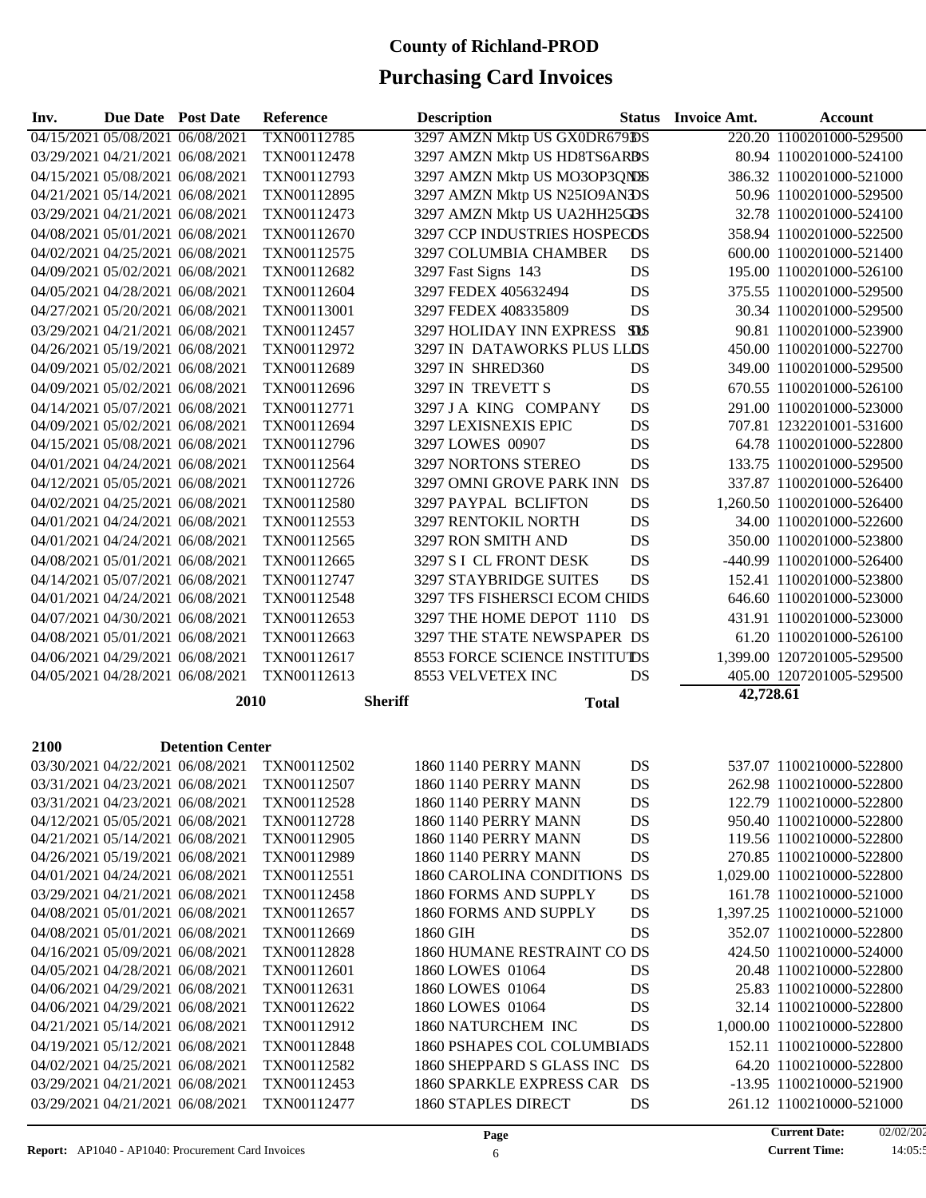# County of Richland-PROD

## Purchasing Card Invoices

| Inv. | Due Date | Post Date | Reference | Description | Status | Invoice Amt. | Account |
|---|---|---|---|---|---|---|---|
| 04/15/2021 | 05/08/2021 | 06/08/2021 | TXN00112785 | 3297 AMZN Mktp US GX0DR679D | DS | 220.20 | 1100201000-529500 |
| 03/29/2021 | 04/21/2021 | 06/08/2021 | TXN00112478 | 3297 AMZN Mktp US HD8TS6AR3 | DS | 80.94 | 1100201000-524100 |
| 04/15/2021 | 05/08/2021 | 06/08/2021 | TXN00112793 | 3297 AMZN Mktp US MO3OP3QN3 | DS | 386.32 | 1100201000-521000 |
| 04/21/2021 | 05/14/2021 | 06/08/2021 | TXN00112895 | 3297 AMZN Mktp US N25IO9AN3 | DS | 50.96 | 1100201000-529500 |
| 03/29/2021 | 04/21/2021 | 06/08/2021 | TXN00112473 | 3297 AMZN Mktp US UA2HH25G3 | DS | 32.78 | 1100201000-524100 |
| 04/08/2021 | 05/01/2021 | 06/08/2021 | TXN00112670 | 3297 CCP INDUSTRIES HOSPEC | DS | 358.94 | 1100201000-522500 |
| 04/02/2021 | 04/25/2021 | 06/08/2021 | TXN00112575 | 3297 COLUMBIA CHAMBER | DS | 600.00 | 1100201000-521400 |
| 04/09/2021 | 05/02/2021 | 06/08/2021 | TXN00112682 | 3297 Fast Signs 143 | DS | 195.00 | 1100201000-526100 |
| 04/05/2021 | 04/28/2021 | 06/08/2021 | TXN00112604 | 3297 FEDEX 405632494 | DS | 375.55 | 1100201000-529500 |
| 04/27/2021 | 05/20/2021 | 06/08/2021 | TXN00113001 | 3297 FEDEX 408335809 | DS | 30.34 | 1100201000-529500 |
| 03/29/2021 | 04/21/2021 | 06/08/2021 | TXN00112457 | 3297 HOLIDAY INN EXPRESS S | DS | 90.81 | 1100201000-523900 |
| 04/26/2021 | 05/19/2021 | 06/08/2021 | TXN00112972 | 3297 IN DATAWORKS PLUS LL | DS | 450.00 | 1100201000-522700 |
| 04/09/2021 | 05/02/2021 | 06/08/2021 | TXN00112689 | 3297 IN SHRED360 | DS | 349.00 | 1100201000-529500 |
| 04/09/2021 | 05/02/2021 | 06/08/2021 | TXN00112696 | 3297 IN TREVETT S | DS | 670.55 | 1100201000-526100 |
| 04/14/2021 | 05/07/2021 | 06/08/2021 | TXN00112771 | 3297 J A KING COMPANY | DS | 291.00 | 1100201000-523000 |
| 04/09/2021 | 05/02/2021 | 06/08/2021 | TXN00112694 | 3297 LEXISNEXIS EPIC | DS | 707.81 | 1232201001-531600 |
| 04/15/2021 | 05/08/2021 | 06/08/2021 | TXN00112796 | 3297 LOWES 00907 | DS | 64.78 | 1100201000-522800 |
| 04/01/2021 | 04/24/2021 | 06/08/2021 | TXN00112564 | 3297 NORTONS STEREO | DS | 133.75 | 1100201000-529500 |
| 04/12/2021 | 05/05/2021 | 06/08/2021 | TXN00112726 | 3297 OMNI GROVE PARK INN | DS | 337.87 | 1100201000-526400 |
| 04/02/2021 | 04/25/2021 | 06/08/2021 | TXN00112580 | 3297 PAYPAL BCLIFTON | DS | 1,260.50 | 1100201000-526400 |
| 04/01/2021 | 04/24/2021 | 06/08/2021 | TXN00112553 | 3297 RENTOKIL NORTH | DS | 34.00 | 1100201000-522600 |
| 04/01/2021 | 04/24/2021 | 06/08/2021 | TXN00112565 | 3297 RON SMITH AND | DS | 350.00 | 1100201000-523800 |
| 04/08/2021 | 05/01/2021 | 06/08/2021 | TXN00112665 | 3297 S I CL FRONT DESK | DS | -440.99 | 1100201000-526400 |
| 04/14/2021 | 05/07/2021 | 06/08/2021 | TXN00112747 | 3297 STAYBRIDGE SUITES | DS | 152.41 | 1100201000-523800 |
| 04/01/2021 | 04/24/2021 | 06/08/2021 | TXN00112548 | 3297 TFS FISHERSCI ECOM CHI | DS | 646.60 | 1100201000-523000 |
| 04/07/2021 | 04/30/2021 | 06/08/2021 | TXN00112653 | 3297 THE HOME DEPOT 1110 | DS | 431.91 | 1100201000-523000 |
| 04/08/2021 | 05/01/2021 | 06/08/2021 | TXN00112663 | 3297 THE STATE NEWSPAPER | DS | 61.20 | 1100201000-526100 |
| 04/06/2021 | 04/29/2021 | 06/08/2021 | TXN00112617 | 8553 FORCE SCIENCE INSTITUT | DS | 1,399.00 | 1207201005-529500 |
| 04/05/2021 | 04/28/2021 | 06/08/2021 | TXN00112613 | 8553 VELVETEX INC | DS | 405.00 | 1207201005-529500 |
| | | **2010** | **Sheriff** | **Total** | | **42,728.61** | |

**2100 Detention Center**

| Inv. | Due Date | Post Date | Reference | Description | Status | Invoice Amt. | Account |
|---|---|---|---|---|---|---|---|
| 03/30/2021 | 04/22/2021 | 06/08/2021 | TXN00112502 | 1860 1140 PERRY MANN | DS | 537.07 | 1100210000-522800 |
| 03/31/2021 | 04/23/2021 | 06/08/2021 | TXN00112507 | 1860 1140 PERRY MANN | DS | 262.98 | 1100210000-522800 |
| 03/31/2021 | 04/23/2021 | 06/08/2021 | TXN00112528 | 1860 1140 PERRY MANN | DS | 122.79 | 1100210000-522800 |
| 04/12/2021 | 05/05/2021 | 06/08/2021 | TXN00112728 | 1860 1140 PERRY MANN | DS | 950.40 | 1100210000-522800 |
| 04/21/2021 | 05/14/2021 | 06/08/2021 | TXN00112905 | 1860 1140 PERRY MANN | DS | 119.56 | 1100210000-522800 |
| 04/26/2021 | 05/19/2021 | 06/08/2021 | TXN00112989 | 1860 1140 PERRY MANN | DS | 270.85 | 1100210000-522800 |
| 04/01/2021 | 04/24/2021 | 06/08/2021 | TXN00112551 | 1860 CAROLINA CONDITIONS | DS | 1,029.00 | 1100210000-522800 |
| 03/29/2021 | 04/21/2021 | 06/08/2021 | TXN00112458 | 1860 FORMS AND SUPPLY | DS | 161.78 | 1100210000-521000 |
| 04/08/2021 | 05/01/2021 | 06/08/2021 | TXN00112657 | 1860 FORMS AND SUPPLY | DS | 1,397.25 | 1100210000-521000 |
| 04/08/2021 | 05/01/2021 | 06/08/2021 | TXN00112669 | 1860 GIH | DS | 352.07 | 1100210000-522800 |
| 04/16/2021 | 05/09/2021 | 06/08/2021 | TXN00112828 | 1860 HUMANE RESTRAINT CO | DS | 424.50 | 1100210000-524000 |
| 04/05/2021 | 04/28/2021 | 06/08/2021 | TXN00112601 | 1860 LOWES 01064 | DS | 20.48 | 1100210000-522800 |
| 04/06/2021 | 04/29/2021 | 06/08/2021 | TXN00112631 | 1860 LOWES 01064 | DS | 25.83 | 1100210000-522800 |
| 04/06/2021 | 04/29/2021 | 06/08/2021 | TXN00112622 | 1860 LOWES 01064 | DS | 32.14 | 1100210000-522800 |
| 04/21/2021 | 05/14/2021 | 06/08/2021 | TXN00112912 | 1860 NATURCHEM INC | DS | 1,000.00 | 1100210000-522800 |
| 04/19/2021 | 05/12/2021 | 06/08/2021 | TXN00112848 | 1860 PSHAPES COL COLUMBIA | DS | 152.11 | 1100210000-522800 |
| 04/02/2021 | 04/25/2021 | 06/08/2021 | TXN00112582 | 1860 SHEPPARD S GLASS INC | DS | 64.20 | 1100210000-522800 |
| 03/29/2021 | 04/21/2021 | 06/08/2021 | TXN00112453 | 1860 SPARKLE EXPRESS CAR | DS | -13.95 | 1100210000-521900 |
| 03/29/2021 | 04/21/2021 | 06/08/2021 | TXN00112477 | 1860 STAPLES DIRECT | DS | 261.12 | 1100210000-521000 |

**Report:** AP1040 - AP1040: Procurement Card Invoices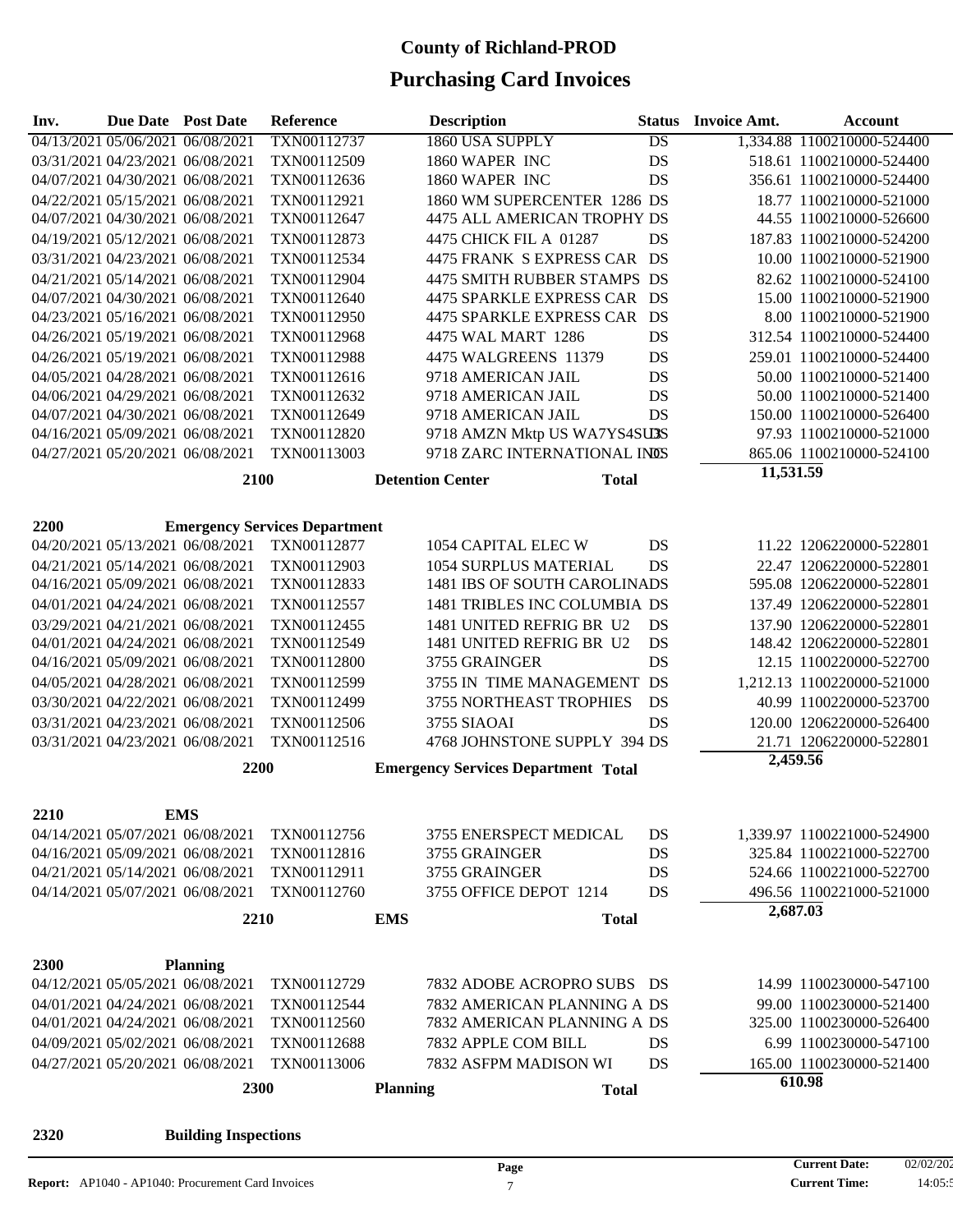# County of Richland-PROD

## Purchasing Card Invoices

| Inv. | Due Date | Post Date | Reference | Description | Status | Invoice Amt. | Account |
|---|---|---|---|---|---|---|---|
| 04/13/2021 | 05/06/2021 | 06/08/2021 | TXN00112737 | 1860 USA SUPPLY | DS | 1,334.88 | 1100210000-524400 |
| 03/31/2021 | 04/23/2021 | 06/08/2021 | TXN00112509 | 1860 WAPER INC | DS | 518.61 | 1100210000-524400 |
| 04/07/2021 | 04/30/2021 | 06/08/2021 | TXN00112636 | 1860 WAPER INC | DS | 356.61 | 1100210000-524400 |
| 04/22/2021 | 05/15/2021 | 06/08/2021 | TXN00112921 | 1860 WM SUPERCENTER 1286 | DS | 18.77 | 1100210000-521000 |
| 04/07/2021 | 04/30/2021 | 06/08/2021 | TXN00112647 | 4475 ALL AMERICAN TROPHY | DS | 44.55 | 1100210000-526600 |
| 04/19/2021 | 05/12/2021 | 06/08/2021 | TXN00112873 | 4475 CHICK FIL A 01287 | DS | 187.83 | 1100210000-524200 |
| 03/31/2021 | 04/23/2021 | 06/08/2021 | TXN00112534 | 4475 FRANK S EXPRESS CAR | DS | 10.00 | 1100210000-521900 |
| 04/21/2021 | 05/14/2021 | 06/08/2021 | TXN00112904 | 4475 SMITH RUBBER STAMPS | DS | 82.62 | 1100210000-524100 |
| 04/07/2021 | 04/30/2021 | 06/08/2021 | TXN00112640 | 4475 SPARKLE EXPRESS CAR | DS | 15.00 | 1100210000-521900 |
| 04/23/2021 | 05/16/2021 | 06/08/2021 | TXN00112950 | 4475 SPARKLE EXPRESS CAR | DS | 8.00 | 1100210000-521900 |
| 04/26/2021 | 05/19/2021 | 06/08/2021 | TXN00112968 | 4475 WAL MART 1286 | DS | 312.54 | 1100210000-524400 |
| 04/26/2021 | 05/19/2021 | 06/08/2021 | TXN00112988 | 4475 WALGREENS 11379 | DS | 259.01 | 1100210000-524400 |
| 04/05/2021 | 04/28/2021 | 06/08/2021 | TXN00112616 | 9718 AMERICAN JAIL | DS | 50.00 | 1100210000-521400 |
| 04/06/2021 | 04/29/2021 | 06/08/2021 | TXN00112632 | 9718 AMERICAN JAIL | DS | 50.00 | 1100210000-521400 |
| 04/07/2021 | 04/30/2021 | 06/08/2021 | TXN00112649 | 9718 AMERICAN JAIL | DS | 150.00 | 1100210000-526400 |
| 04/16/2021 | 05/09/2021 | 06/08/2021 | TXN00112820 | 9718 AMZN Mktp US WA7YS4SU3 | DS | 97.93 | 1100210000-521000 |
| 04/27/2021 | 05/20/2021 | 06/08/2021 | TXN00113003 | 9718 ZARC INTERNATIONAL INC | DS | 865.06 | 1100210000-524100 |
| | | 2100 | | Detention Center Total | | 11,531.59 | |

| Inv. | Due Date | Post Date | Reference | Description | Status | Invoice Amt. | Account |
|---|---|---|---|---|---|---|---|
| **2200** | | **Emergency Services Department** | | | | | |
| 04/20/2021 | 05/13/2021 | 06/08/2021 | TXN00112877 | 1054 CAPITAL ELEC W | DS | 11.22 | 1206220000-522801 |
| 04/21/2021 | 05/14/2021 | 06/08/2021 | TXN00112903 | 1054 SURPLUS MATERIAL | DS | 22.47 | 1206220000-522801 |
| 04/16/2021 | 05/09/2021 | 06/08/2021 | TXN00112833 | 1481 IBS OF SOUTH CAROLINA | DS | 595.08 | 1206220000-522801 |
| 04/01/2021 | 04/24/2021 | 06/08/2021 | TXN00112557 | 1481 TRIBLES INC COLUMBIA | DS | 137.49 | 1206220000-522801 |
| 03/29/2021 | 04/21/2021 | 06/08/2021 | TXN00112455 | 1481 UNITED REFRIG BR U2 | DS | 137.90 | 1206220000-522801 |
| 04/01/2021 | 04/24/2021 | 06/08/2021 | TXN00112549 | 1481 UNITED REFRIG BR U2 | DS | 148.42 | 1206220000-522801 |
| 04/16/2021 | 05/09/2021 | 06/08/2021 | TXN00112800 | 3755 GRAINGER | DS | 12.15 | 1100220000-522700 |
| 04/05/2021 | 04/28/2021 | 06/08/2021 | TXN00112599 | 3755 IN TIME MANAGEMENT | DS | 1,212.13 | 1100220000-521000 |
| 03/30/2021 | 04/22/2021 | 06/08/2021 | TXN00112499 | 3755 NORTHEAST TROPHIES | DS | 40.99 | 1100220000-523700 |
| 03/31/2021 | 04/23/2021 | 06/08/2021 | TXN00112506 | 3755 SIAOAI | DS | 120.00 | 1206220000-526400 |
| 03/31/2021 | 04/23/2021 | 06/08/2021 | TXN00112516 | 4768 JOHNSTONE SUPPLY 394 | DS | 21.71 | 1206220000-522801 |
| | | 2200 | | Emergency Services Department Total | | 2,459.56 | |

| Inv. | Due Date | Post Date | Reference | Description | Status | Invoice Amt. | Account |
|---|---|---|---|---|---|---|---|
| **2210** | | **EMS** | | | | | |
| 04/14/2021 | 05/07/2021 | 06/08/2021 | TXN00112756 | 3755 ENERSPECT MEDICAL | DS | 1,339.97 | 1100221000-524900 |
| 04/16/2021 | 05/09/2021 | 06/08/2021 | TXN00112816 | 3755 GRAINGER | DS | 325.84 | 1100221000-522700 |
| 04/21/2021 | 05/14/2021 | 06/08/2021 | TXN00112911 | 3755 GRAINGER | DS | 524.66 | 1100221000-522700 |
| 04/14/2021 | 05/07/2021 | 06/08/2021 | TXN00112760 | 3755 OFFICE DEPOT 1214 | DS | 496.56 | 1100221000-521000 |
| | | 2210 | | EMS Total | | 2,687.03 | |

| Inv. | Due Date | Post Date | Reference | Description | Status | Invoice Amt. | Account |
|---|---|---|---|---|---|---|---|
| **2300** | | **Planning** | | | | | |
| 04/12/2021 | 05/05/2021 | 06/08/2021 | TXN00112729 | 7832 ADOBE ACROPRO SUBS | DS | 14.99 | 1100230000-547100 |
| 04/01/2021 | 04/24/2021 | 06/08/2021 | TXN00112544 | 7832 AMERICAN PLANNING A | DS | 99.00 | 1100230000-521400 |
| 04/01/2021 | 04/24/2021 | 06/08/2021 | TXN00112560 | 7832 AMERICAN PLANNING A | DS | 325.00 | 1100230000-526400 |
| 04/09/2021 | 05/02/2021 | 06/08/2021 | TXN00112688 | 7832 APPLE COM BILL | DS | 6.99 | 1100230000-547100 |
| 04/27/2021 | 05/20/2021 | 06/08/2021 | TXN00113006 | 7832 ASFPM MADISON WI | DS | 165.00 | 1100230000-521400 |
| | | 2300 | | Planning Total | | 610.98 | |

**2320** **Building Inspections**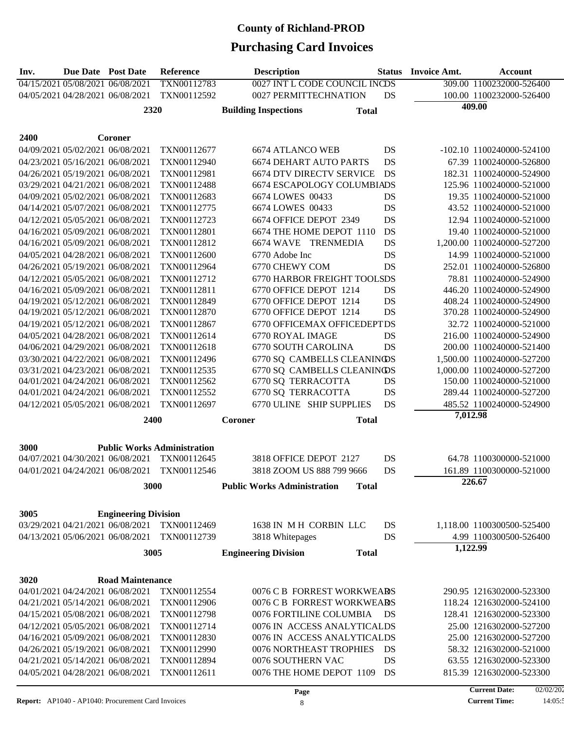# County of Richland-PROD

## Purchasing Card Invoices

| Inv. | Due Date | Post Date | Reference | Description | Status | Invoice Amt. | Account |
|---|---|---|---|---|---|---|---|
| 04/15/2021 | 05/08/2021 | 06/08/2021 | TXN00112783 | 0027 INT L CODE COUNCIL INC | DS | 309.00 | 1100232000-526400 |
| 04/05/2021 | 04/28/2021 | 06/08/2021 | TXN00112592 | 0027 PERMITTECHNATION | DS | 100.00 | 1100232000-526400 |
| | | 2320 | | Building Inspections | Total | 409.00 | |
| **2400** | | **Coroner** | | | | | |
| 04/09/2021 | 05/02/2021 | 06/08/2021 | TXN00112677 | 6674 ATLANCO WEB | DS | -102.10 | 1100240000-524100 |
| 04/23/2021 | 05/16/2021 | 06/08/2021 | TXN00112940 | 6674 DEHART AUTO PARTS | DS | 67.39 | 1100240000-526800 |
| 04/26/2021 | 05/19/2021 | 06/08/2021 | TXN00112981 | 6674 DTV DIRECTV SERVICE | DS | 182.31 | 1100240000-524900 |
| 03/29/2021 | 04/21/2021 | 06/08/2021 | TXN00112488 | 6674 ESCAPOLOGY COLUMBIA | DS | 125.96 | 1100240000-521000 |
| 04/09/2021 | 05/02/2021 | 06/08/2021 | TXN00112683 | 6674 LOWES 00433 | DS | 19.35 | 1100240000-521000 |
| 04/14/2021 | 05/07/2021 | 06/08/2021 | TXN00112775 | 6674 LOWES 00433 | DS | 43.52 | 1100240000-521000 |
| 04/12/2021 | 05/05/2021 | 06/08/2021 | TXN00112723 | 6674 OFFICE DEPOT 2349 | DS | 12.94 | 1100240000-521000 |
| 04/16/2021 | 05/09/2021 | 06/08/2021 | TXN00112801 | 6674 THE HOME DEPOT 1110 | DS | 19.40 | 1100240000-521000 |
| 04/16/2021 | 05/09/2021 | 06/08/2021 | TXN00112812 | 6674 WAVE TRENMEDIA | DS | 1,200.00 | 1100240000-527200 |
| 04/05/2021 | 04/28/2021 | 06/08/2021 | TXN00112600 | 6770 Adobe Inc | DS | 14.99 | 1100240000-521000 |
| 04/26/2021 | 05/19/2021 | 06/08/2021 | TXN00112964 | 6770 CHEWY COM | DS | 252.01 | 1100240000-526800 |
| 04/12/2021 | 05/05/2021 | 06/08/2021 | TXN00112712 | 6770 HARBOR FREIGHT TOOLS | DS | 78.81 | 1100240000-524900 |
| 04/16/2021 | 05/09/2021 | 06/08/2021 | TXN00112811 | 6770 OFFICE DEPOT 1214 | DS | 446.20 | 1100240000-524900 |
| 04/19/2021 | 05/12/2021 | 06/08/2021 | TXN00112849 | 6770 OFFICE DEPOT 1214 | DS | 408.24 | 1100240000-524900 |
| 04/19/2021 | 05/12/2021 | 06/08/2021 | TXN00112870 | 6770 OFFICE DEPOT 1214 | DS | 370.28 | 1100240000-524900 |
| 04/19/2021 | 05/12/2021 | 06/08/2021 | TXN00112867 | 6770 OFFICEMAX OFFICEDEPT | DS | 32.72 | 1100240000-521000 |
| 04/05/2021 | 04/28/2021 | 06/08/2021 | TXN00112614 | 6770 ROYAL IMAGE | DS | 216.00 | 1100240000-524900 |
| 04/06/2021 | 04/29/2021 | 06/08/2021 | TXN00112618 | 6770 SOUTH CAROLINA | DS | 200.00 | 1100240000-521400 |
| 03/30/2021 | 04/22/2021 | 06/08/2021 | TXN00112496 | 6770 SQ CAMBELLS CLEANING | DS | 1,500.00 | 1100240000-527200 |
| 03/31/2021 | 04/23/2021 | 06/08/2021 | TXN00112535 | 6770 SQ CAMBELLS CLEANING | DS | 1,000.00 | 1100240000-527200 |
| 04/01/2021 | 04/24/2021 | 06/08/2021 | TXN00112562 | 6770 SQ TERRACOTTA | DS | 150.00 | 1100240000-521000 |
| 04/01/2021 | 04/24/2021 | 06/08/2021 | TXN00112552 | 6770 SQ TERRACOTTA | DS | 289.44 | 1100240000-527200 |
| 04/12/2021 | 05/05/2021 | 06/08/2021 | TXN00112697 | 6770 ULINE SHIP SUPPLIES | DS | 485.52 | 1100240000-524900 |
| | | 2400 | | Coroner | Total | 7,012.98 | |
| **3000** | | **Public Works Administration** | | | | | |
| 04/07/2021 | 04/30/2021 | 06/08/2021 | TXN00112645 | 3818 OFFICE DEPOT 2127 | DS | 64.78 | 1100300000-521000 |
| 04/01/2021 | 04/24/2021 | 06/08/2021 | TXN00112546 | 3818 ZOOM US 888 799 9666 | DS | 161.89 | 1100300000-521000 |
| | | 3000 | | Public Works Administration | Total | 226.67 | |
| **3005** | | **Engineering Division** | | | | | |
| 03/29/2021 | 04/21/2021 | 06/08/2021 | TXN00112469 | 1638 IN M H CORBIN LLC | DS | 1,118.00 | 1100300500-525400 |
| 04/13/2021 | 05/06/2021 | 06/08/2021 | TXN00112739 | 3818 Whitepages | DS | 4.99 | 1100300500-526400 |
| | | 3005 | | Engineering Division | Total | 1,122.99 | |
| **3020** | | **Road Maintenance** | | | | | |
| 04/01/2021 | 04/24/2021 | 06/08/2021 | TXN00112554 | 0076 C B FORREST WORKWEAR | DS | 290.95 | 1216302000-523300 |
| 04/21/2021 | 05/14/2021 | 06/08/2021 | TXN00112906 | 0076 C B FORREST WORKWEAR | DS | 118.24 | 1216302000-524100 |
| 04/15/2021 | 05/08/2021 | 06/08/2021 | TXN00112798 | 0076 FORTILINE COLUMBIA | DS | 128.41 | 1216302000-523300 |
| 04/12/2021 | 05/05/2021 | 06/08/2021 | TXN00112714 | 0076 IN ACCESS ANALYTICAL | DS | 25.00 | 1216302000-527200 |
| 04/16/2021 | 05/09/2021 | 06/08/2021 | TXN00112830 | 0076 IN ACCESS ANALYTICAL | DS | 25.00 | 1216302000-527200 |
| 04/26/2021 | 05/19/2021 | 06/08/2021 | TXN00112990 | 0076 NORTHEAST TROPHIES | DS | 58.32 | 1216302000-521000 |
| 04/21/2021 | 05/14/2021 | 06/08/2021 | TXN00112894 | 0076 SOUTHERN VAC | DS | 63.55 | 1216302000-523300 |
| 04/05/2021 | 04/28/2021 | 06/08/2021 | TXN00112611 | 0076 THE HOME DEPOT 1109 | DS | 815.39 | 1216302000-523300 |

**Report:** AP1040 - AP1040: Procurement Card Invoices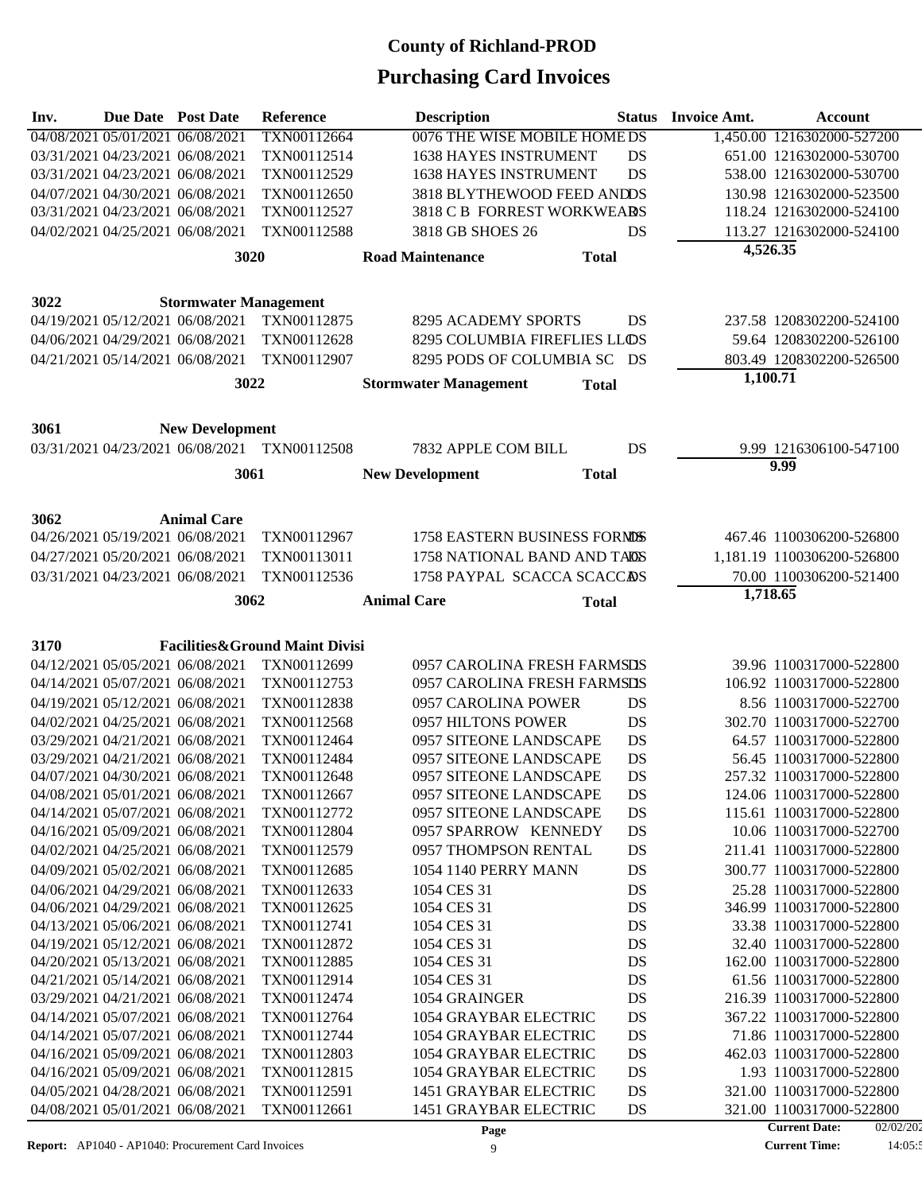# County of Richland-PROD

## Purchasing Card Invoices

| Inv. | Due Date | Post Date | Reference | Description | Status | Invoice Amt. | Account |
|---|---|---|---|---|---|---|---|
| 04/08/2021 | 05/01/2021 | 06/08/2021 | TXN00112664 | 0076 THE WISE MOBILE HOME | DS | 1,450.00 | 1216302000-527200 |
| 03/31/2021 | 04/23/2021 | 06/08/2021 | TXN00112514 | 1638 HAYES INSTRUMENT | DS | 651.00 | 1216302000-530700 |
| 03/31/2021 | 04/23/2021 | 06/08/2021 | TXN00112529 | 1638 HAYES INSTRUMENT | DS | 538.00 | 1216302000-530700 |
| 04/07/2021 | 04/30/2021 | 06/08/2021 | TXN00112650 | 3818 BLYTHEWOOD FEED AND | DS | 130.98 | 1216302000-523500 |
| 03/31/2021 | 04/23/2021 | 06/08/2021 | TXN00112527 | 3818 C B FORREST WORKWEAR | DS | 118.24 | 1216302000-524100 |
| 04/02/2021 | 04/25/2021 | 06/08/2021 | TXN00112588 | 3818 GB SHOES 26 | DS | 113.27 | 1216302000-524100 |
| | | 3020 | | Road Maintenance | Total | 4,526.35 | |
| | | | | | | | |
| 3022 | | Stormwater Management | | | | | |
| 04/19/2021 | 05/12/2021 | 06/08/2021 | TXN00112875 | 8295 ACADEMY SPORTS | DS | 237.58 | 1208302200-524100 |
| 04/06/2021 | 04/29/2021 | 06/08/2021 | TXN00112628 | 8295 COLUMBIA FIREFLIES LLC | DS | 59.64 | 1208302200-526100 |
| 04/21/2021 | 05/14/2021 | 06/08/2021 | TXN00112907 | 8295 PODS OF COLUMBIA SC | DS | 803.49 | 1208302200-526500 |
| | | 3022 | | Stormwater Management | Total | 1,100.71 | |
| | | | | | | | |
| 3061 | | New Development | | | | | |
| 03/31/2021 | 04/23/2021 | 06/08/2021 | TXN00112508 | 7832 APPLE COM BILL | DS | 9.99 | 1216306100-547100 |
| | | 3061 | | New Development | Total | 9.99 | |
| | | | | | | | |
| 3062 | | Animal Care | | | | | |
| 04/26/2021 | 05/19/2021 | 06/08/2021 | TXN00112967 | 1758 EASTERN BUSINESS FORMS | DS | 467.46 | 1100306200-526800 |
| 04/27/2021 | 05/20/2021 | 06/08/2021 | TXN00113011 | 1758 NATIONAL BAND AND TAG | DS | 1,181.19 | 1100306200-526800 |
| 03/31/2021 | 04/23/2021 | 06/08/2021 | TXN00112536 | 1758 PAYPAL SCACCA SCACCA | DS | 70.00 | 1100306200-521400 |
| | | 3062 | | Animal Care | Total | 1,718.65 | |
| | | | | | | | |
| 3170 | | Facilities&Ground Maint Divisi | | | | | |
| 04/12/2021 | 05/05/2021 | 06/08/2021 | TXN00112699 | 0957 CAROLINA FRESH FARMS L | DS | 39.96 | 1100317000-522800 |
| 04/14/2021 | 05/07/2021 | 06/08/2021 | TXN00112753 | 0957 CAROLINA FRESH FARMS L | DS | 106.92 | 1100317000-522800 |
| 04/19/2021 | 05/12/2021 | 06/08/2021 | TXN00112838 | 0957 CAROLINA POWER | DS | 8.56 | 1100317000-522700 |
| 04/02/2021 | 04/25/2021 | 06/08/2021 | TXN00112568 | 0957 HILTONS POWER | DS | 302.70 | 1100317000-522700 |
| 03/29/2021 | 04/21/2021 | 06/08/2021 | TXN00112464 | 0957 SITEONE LANDSCAPE | DS | 64.57 | 1100317000-522800 |
| 03/29/2021 | 04/21/2021 | 06/08/2021 | TXN00112484 | 0957 SITEONE LANDSCAPE | DS | 56.45 | 1100317000-522800 |
| 04/07/2021 | 04/30/2021 | 06/08/2021 | TXN00112648 | 0957 SITEONE LANDSCAPE | DS | 257.32 | 1100317000-522800 |
| 04/08/2021 | 05/01/2021 | 06/08/2021 | TXN00112667 | 0957 SITEONE LANDSCAPE | DS | 124.06 | 1100317000-522800 |
| 04/14/2021 | 05/07/2021 | 06/08/2021 | TXN00112772 | 0957 SITEONE LANDSCAPE | DS | 115.61 | 1100317000-522800 |
| 04/16/2021 | 05/09/2021 | 06/08/2021 | TXN00112804 | 0957 SPARROW KENNEDY | DS | 10.06 | 1100317000-522700 |
| 04/02/2021 | 04/25/2021 | 06/08/2021 | TXN00112579 | 0957 THOMPSON RENTAL | DS | 211.41 | 1100317000-522800 |
| 04/09/2021 | 05/02/2021 | 06/08/2021 | TXN00112685 | 1054 1140 PERRY MANN | DS | 300.77 | 1100317000-522800 |
| 04/06/2021 | 04/29/2021 | 06/08/2021 | TXN00112633 | 1054 CES 31 | DS | 25.28 | 1100317000-522800 |
| 04/06/2021 | 04/29/2021 | 06/08/2021 | TXN00112625 | 1054 CES 31 | DS | 346.99 | 1100317000-522800 |
| 04/13/2021 | 05/06/2021 | 06/08/2021 | TXN00112741 | 1054 CES 31 | DS | 33.38 | 1100317000-522800 |
| 04/19/2021 | 05/12/2021 | 06/08/2021 | TXN00112872 | 1054 CES 31 | DS | 32.40 | 1100317000-522800 |
| 04/20/2021 | 05/13/2021 | 06/08/2021 | TXN00112885 | 1054 CES 31 | DS | 162.00 | 1100317000-522800 |
| 04/21/2021 | 05/14/2021 | 06/08/2021 | TXN00112914 | 1054 CES 31 | DS | 61.56 | 1100317000-522800 |
| 03/29/2021 | 04/21/2021 | 06/08/2021 | TXN00112474 | 1054 GRAINGER | DS | 216.39 | 1100317000-522800 |
| 04/14/2021 | 05/07/2021 | 06/08/2021 | TXN00112764 | 1054 GRAYBAR ELECTRIC | DS | 367.22 | 1100317000-522800 |
| 04/14/2021 | 05/07/2021 | 06/08/2021 | TXN00112744 | 1054 GRAYBAR ELECTRIC | DS | 71.86 | 1100317000-522800 |
| 04/16/2021 | 05/09/2021 | 06/08/2021 | TXN00112803 | 1054 GRAYBAR ELECTRIC | DS | 462.03 | 1100317000-522800 |
| 04/16/2021 | 05/09/2021 | 06/08/2021 | TXN00112815 | 1054 GRAYBAR ELECTRIC | DS | 1.93 | 1100317000-522800 |
| 04/05/2021 | 04/28/2021 | 06/08/2021 | TXN00112591 | 1451 GRAYBAR ELECTRIC | DS | 321.00 | 1100317000-522800 |
| 04/08/2021 | 05/01/2021 | 06/08/2021 | TXN00112661 | 1451 GRAYBAR ELECTRIC | DS | 321.00 | 1100317000-522800 |

**Report:** AP1040 - AP1040: Procurement Card Invoices

**Current Date:** 02/02/202

**Current Time:** 14:05:5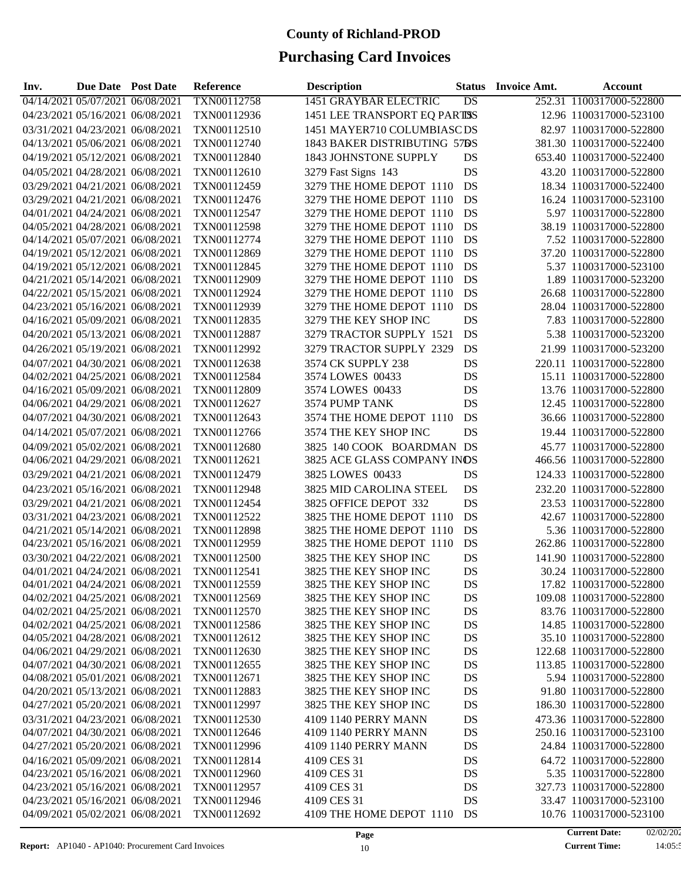# County of Richland-PROD

# Purchasing Card Invoices

| Inv. | Due Date | Post Date | Reference | Description | Status | Invoice Amt. | Account |
|---|---|---|---|---|---|---|---|
| 04/14/2021 | 05/07/2021 | 06/08/2021 | TXN00112758 | 1451 GRAYBAR ELECTRIC | DS | 252.31 | 1100317000-522800 |
| 04/23/2021 | 05/16/2021 | 06/08/2021 | TXN00112936 | 1451 LEE TRANSPORT EQ PARTS | DS | 12.96 | 1100317000-523100 |
| 03/31/2021 | 04/23/2021 | 06/08/2021 | TXN00112510 | 1451 MAYER710 COLUMBIASC | DS | 82.97 | 1100317000-522800 |
| 04/13/2021 | 05/06/2021 | 06/08/2021 | TXN00112740 | 1843 BAKER DISTRIBUTING 570 | DS | 381.30 | 1100317000-522400 |
| 04/19/2021 | 05/12/2021 | 06/08/2021 | TXN00112840 | 1843 JOHNSTONE SUPPLY | DS | 653.40 | 1100317000-522400 |
| 04/05/2021 | 04/28/2021 | 06/08/2021 | TXN00112610 | 3279 Fast Signs 143 | DS | 43.20 | 1100317000-522800 |
| 03/29/2021 | 04/21/2021 | 06/08/2021 | TXN00112459 | 3279 THE HOME DEPOT 1110 | DS | 18.34 | 1100317000-522400 |
| 03/29/2021 | 04/21/2021 | 06/08/2021 | TXN00112476 | 3279 THE HOME DEPOT 1110 | DS | 16.24 | 1100317000-523100 |
| 04/01/2021 | 04/24/2021 | 06/08/2021 | TXN00112547 | 3279 THE HOME DEPOT 1110 | DS | 5.97 | 1100317000-522800 |
| 04/05/2021 | 04/28/2021 | 06/08/2021 | TXN00112598 | 3279 THE HOME DEPOT 1110 | DS | 38.19 | 1100317000-522800 |
| 04/14/2021 | 05/07/2021 | 06/08/2021 | TXN00112774 | 3279 THE HOME DEPOT 1110 | DS | 7.52 | 1100317000-522800 |
| 04/19/2021 | 05/12/2021 | 06/08/2021 | TXN00112869 | 3279 THE HOME DEPOT 1110 | DS | 37.20 | 1100317000-522800 |
| 04/19/2021 | 05/12/2021 | 06/08/2021 | TXN00112845 | 3279 THE HOME DEPOT 1110 | DS | 5.37 | 1100317000-523100 |
| 04/21/2021 | 05/14/2021 | 06/08/2021 | TXN00112909 | 3279 THE HOME DEPOT 1110 | DS | 1.89 | 1100317000-523200 |
| 04/22/2021 | 05/15/2021 | 06/08/2021 | TXN00112924 | 3279 THE HOME DEPOT 1110 | DS | 26.68 | 1100317000-522800 |
| 04/23/2021 | 05/16/2021 | 06/08/2021 | TXN00112939 | 3279 THE HOME DEPOT 1110 | DS | 28.04 | 1100317000-522800 |
| 04/16/2021 | 05/09/2021 | 06/08/2021 | TXN00112835 | 3279 THE KEY SHOP INC | DS | 7.83 | 1100317000-522800 |
| 04/20/2021 | 05/13/2021 | 06/08/2021 | TXN00112887 | 3279 TRACTOR SUPPLY 1521 | DS | 5.38 | 1100317000-523200 |
| 04/26/2021 | 05/19/2021 | 06/08/2021 | TXN00112992 | 3279 TRACTOR SUPPLY 2329 | DS | 21.99 | 1100317000-523200 |
| 04/07/2021 | 04/30/2021 | 06/08/2021 | TXN00112638 | 3574 CK SUPPLY 238 | DS | 220.11 | 1100317000-522800 |
| 04/02/2021 | 04/25/2021 | 06/08/2021 | TXN00112584 | 3574 LOWES 00433 | DS | 15.11 | 1100317000-522800 |
| 04/16/2021 | 05/09/2021 | 06/08/2021 | TXN00112809 | 3574 LOWES 00433 | DS | 13.76 | 1100317000-522800 |
| 04/06/2021 | 04/29/2021 | 06/08/2021 | TXN00112627 | 3574 PUMP TANK | DS | 12.45 | 1100317000-522800 |
| 04/07/2021 | 04/30/2021 | 06/08/2021 | TXN00112643 | 3574 THE HOME DEPOT 1110 | DS | 36.66 | 1100317000-522800 |
| 04/14/2021 | 05/07/2021 | 06/08/2021 | TXN00112766 | 3574 THE KEY SHOP INC | DS | 19.44 | 1100317000-522800 |
| 04/09/2021 | 05/02/2021 | 06/08/2021 | TXN00112680 | 3825 140 COOK BOARDMAN | DS | 45.77 | 1100317000-522800 |
| 04/06/2021 | 04/29/2021 | 06/08/2021 | TXN00112621 | 3825 ACE GLASS COMPANY INC | DS | 466.56 | 1100317000-522800 |
| 03/29/2021 | 04/21/2021 | 06/08/2021 | TXN00112479 | 3825 LOWES 00433 | DS | 124.33 | 1100317000-522800 |
| 04/23/2021 | 05/16/2021 | 06/08/2021 | TXN00112948 | 3825 MID CAROLINA STEEL | DS | 232.20 | 1100317000-522800 |
| 03/29/2021 | 04/21/2021 | 06/08/2021 | TXN00112454 | 3825 OFFICE DEPOT 332 | DS | 23.53 | 1100317000-522800 |
| 03/31/2021 | 04/23/2021 | 06/08/2021 | TXN00112522 | 3825 THE HOME DEPOT 1110 | DS | 42.67 | 1100317000-522800 |
| 04/21/2021 | 05/14/2021 | 06/08/2021 | TXN00112898 | 3825 THE HOME DEPOT 1110 | DS | 5.36 | 1100317000-522800 |
| 04/23/2021 | 05/16/2021 | 06/08/2021 | TXN00112959 | 3825 THE HOME DEPOT 1110 | DS | 262.86 | 1100317000-522800 |
| 03/30/2021 | 04/22/2021 | 06/08/2021 | TXN00112500 | 3825 THE KEY SHOP INC | DS | 141.90 | 1100317000-522800 |
| 04/01/2021 | 04/24/2021 | 06/08/2021 | TXN00112541 | 3825 THE KEY SHOP INC | DS | 30.24 | 1100317000-522800 |
| 04/01/2021 | 04/24/2021 | 06/08/2021 | TXN00112559 | 3825 THE KEY SHOP INC | DS | 17.82 | 1100317000-522800 |
| 04/02/2021 | 04/25/2021 | 06/08/2021 | TXN00112569 | 3825 THE KEY SHOP INC | DS | 109.08 | 1100317000-522800 |
| 04/02/2021 | 04/25/2021 | 06/08/2021 | TXN00112570 | 3825 THE KEY SHOP INC | DS | 83.76 | 1100317000-522800 |
| 04/02/2021 | 04/25/2021 | 06/08/2021 | TXN00112586 | 3825 THE KEY SHOP INC | DS | 14.85 | 1100317000-522800 |
| 04/05/2021 | 04/28/2021 | 06/08/2021 | TXN00112612 | 3825 THE KEY SHOP INC | DS | 35.10 | 1100317000-522800 |
| 04/06/2021 | 04/29/2021 | 06/08/2021 | TXN00112630 | 3825 THE KEY SHOP INC | DS | 122.68 | 1100317000-522800 |
| 04/07/2021 | 04/30/2021 | 06/08/2021 | TXN00112655 | 3825 THE KEY SHOP INC | DS | 113.85 | 1100317000-522800 |
| 04/08/2021 | 05/01/2021 | 06/08/2021 | TXN00112671 | 3825 THE KEY SHOP INC | DS | 5.94 | 1100317000-522800 |
| 04/20/2021 | 05/13/2021 | 06/08/2021 | TXN00112883 | 3825 THE KEY SHOP INC | DS | 91.80 | 1100317000-522800 |
| 04/27/2021 | 05/20/2021 | 06/08/2021 | TXN00112997 | 3825 THE KEY SHOP INC | DS | 186.30 | 1100317000-522800 |
| 03/31/2021 | 04/23/2021 | 06/08/2021 | TXN00112530 | 4109 1140 PERRY MANN | DS | 473.36 | 1100317000-522800 |
| 04/07/2021 | 04/30/2021 | 06/08/2021 | TXN00112646 | 4109 1140 PERRY MANN | DS | 250.16 | 1100317000-523100 |
| 04/27/2021 | 05/20/2021 | 06/08/2021 | TXN00112996 | 4109 1140 PERRY MANN | DS | 24.84 | 1100317000-522800 |
| 04/16/2021 | 05/09/2021 | 06/08/2021 | TXN00112814 | 4109 CES 31 | DS | 64.72 | 1100317000-522800 |
| 04/23/2021 | 05/16/2021 | 06/08/2021 | TXN00112960 | 4109 CES 31 | DS | 5.35 | 1100317000-522800 |
| 04/23/2021 | 05/16/2021 | 06/08/2021 | TXN00112957 | 4109 CES 31 | DS | 327.73 | 1100317000-522800 |
| 04/23/2021 | 05/16/2021 | 06/08/2021 | TXN00112946 | 4109 CES 31 | DS | 33.47 | 1100317000-523100 |
| 04/09/2021 | 05/02/2021 | 06/08/2021 | TXN00112692 | 4109 THE HOME DEPOT 1110 | DS | 10.76 | 1100317000-523100 |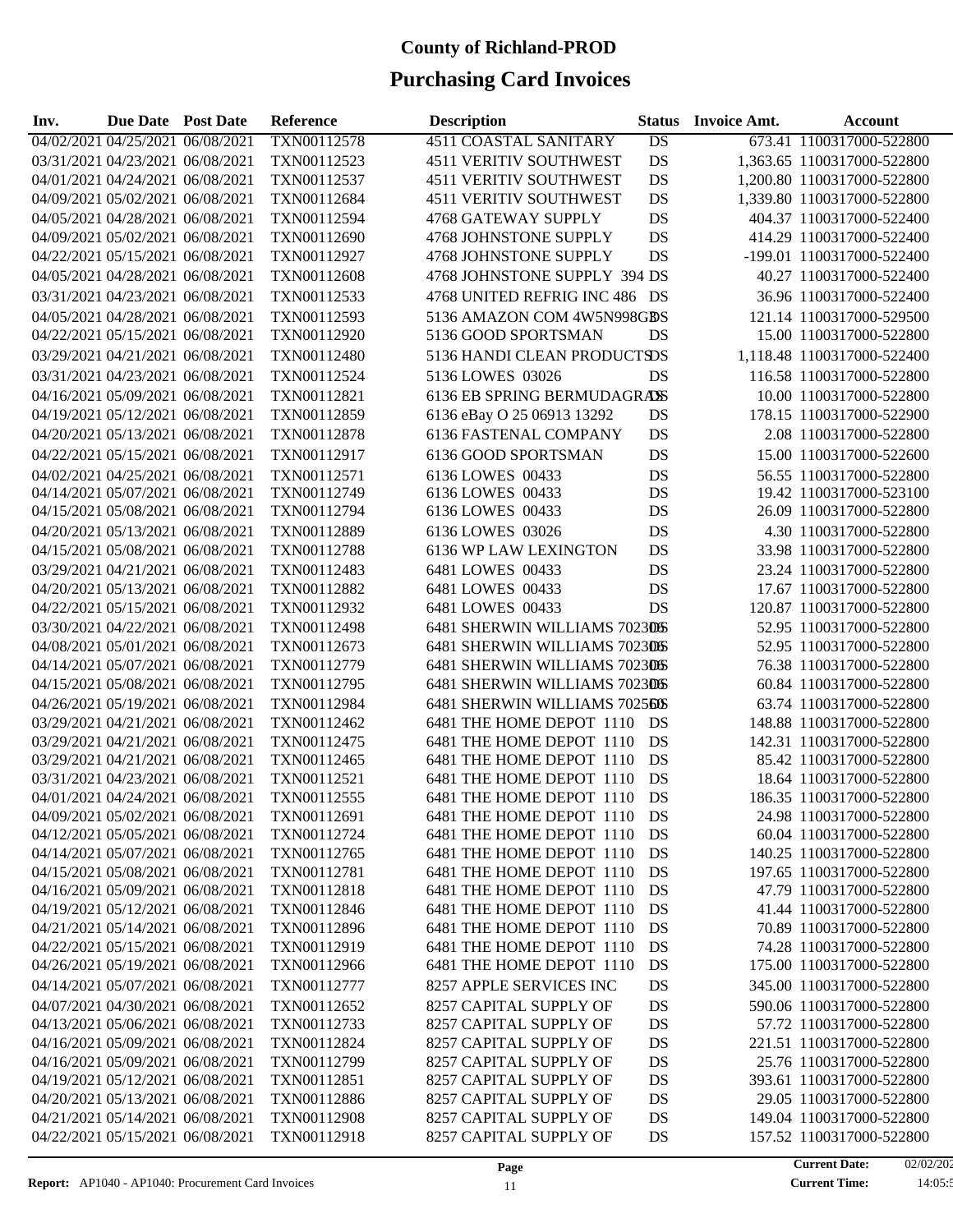# County of Richland-PROD

# Purchasing Card Invoices

| Inv. | Due Date | Post Date | Reference | Description | Status | Invoice Amt. | Account |
|---|---|---|---|---|---|---|---|
| 04/02/2021 | 04/25/2021 | 06/08/2021 | TXN00112578 | 4511 COASTAL SANITARY | DS | 673.41 | 1100317000-522800 |
| 03/31/2021 | 04/23/2021 | 06/08/2021 | TXN00112523 | 4511 VERITIV SOUTHWEST | DS | 1,363.65 | 1100317000-522800 |
| 04/01/2021 | 04/24/2021 | 06/08/2021 | TXN00112537 | 4511 VERITIV SOUTHWEST | DS | 1,200.80 | 1100317000-522800 |
| 04/09/2021 | 05/02/2021 | 06/08/2021 | TXN00112684 | 4511 VERITIV SOUTHWEST | DS | 1,339.80 | 1100317000-522800 |
| 04/05/2021 | 04/28/2021 | 06/08/2021 | TXN00112594 | 4768 GATEWAY SUPPLY | DS | 404.37 | 1100317000-522400 |
| 04/09/2021 | 05/02/2021 | 06/08/2021 | TXN00112690 | 4768 JOHNSTONE SUPPLY | DS | 414.29 | 1100317000-522400 |
| 04/22/2021 | 05/15/2021 | 06/08/2021 | TXN00112927 | 4768 JOHNSTONE SUPPLY | DS | -199.01 | 1100317000-522400 |
| 04/05/2021 | 04/28/2021 | 06/08/2021 | TXN00112608 | 4768 JOHNSTONE SUPPLY 394 | DS | 40.27 | 1100317000-522400 |
| 03/31/2021 | 04/23/2021 | 06/08/2021 | TXN00112533 | 4768 UNITED REFRIG INC 486 | DS | 36.96 | 1100317000-522400 |
| 04/05/2021 | 04/28/2021 | 06/08/2021 | TXN00112593 | 5136 AMAZON COM 4W5N998G3 | DS | 121.14 | 1100317000-529500 |
| 04/22/2021 | 05/15/2021 | 06/08/2021 | TXN00112920 | 5136 GOOD SPORTSMAN | DS | 15.00 | 1100317000-522800 |
| 03/29/2021 | 04/21/2021 | 06/08/2021 | TXN00112480 | 5136 HANDI CLEAN PRODUCTS | DS | 1,118.48 | 1100317000-522400 |
| 03/31/2021 | 04/23/2021 | 06/08/2021 | TXN00112524 | 5136 LOWES 03026 | DS | 116.58 | 1100317000-522800 |
| 04/16/2021 | 05/09/2021 | 06/08/2021 | TXN00112821 | 6136 EB SPRING BERMUDAGRASS | DS | 10.00 | 1100317000-522800 |
| 04/19/2021 | 05/12/2021 | 06/08/2021 | TXN00112859 | 6136 eBay O 25 06913 13292 | DS | 178.15 | 1100317000-522900 |
| 04/20/2021 | 05/13/2021 | 06/08/2021 | TXN00112878 | 6136 FASTENAL COMPANY | DS | 2.08 | 1100317000-522800 |
| 04/22/2021 | 05/15/2021 | 06/08/2021 | TXN00112917 | 6136 GOOD SPORTSMAN | DS | 15.00 | 1100317000-522600 |
| 04/02/2021 | 04/25/2021 | 06/08/2021 | TXN00112571 | 6136 LOWES 00433 | DS | 56.55 | 1100317000-522800 |
| 04/14/2021 | 05/07/2021 | 06/08/2021 | TXN00112749 | 6136 LOWES 00433 | DS | 19.42 | 1100317000-523100 |
| 04/15/2021 | 05/08/2021 | 06/08/2021 | TXN00112794 | 6136 LOWES 00433 | DS | 26.09 | 1100317000-522800 |
| 04/20/2021 | 05/13/2021 | 06/08/2021 | TXN00112889 | 6136 LOWES 03026 | DS | 4.30 | 1100317000-522800 |
| 04/15/2021 | 05/08/2021 | 06/08/2021 | TXN00112788 | 6136 WP LAW LEXINGTON | DS | 33.98 | 1100317000-522800 |
| 03/29/2021 | 04/21/2021 | 06/08/2021 | TXN00112483 | 6481 LOWES 00433 | DS | 23.24 | 1100317000-522800 |
| 04/20/2021 | 05/13/2021 | 06/08/2021 | TXN00112882 | 6481 LOWES 00433 | DS | 17.67 | 1100317000-522800 |
| 04/22/2021 | 05/15/2021 | 06/08/2021 | TXN00112932 | 6481 LOWES 00433 | DS | 120.87 | 1100317000-522800 |
| 03/30/2021 | 04/22/2021 | 06/08/2021 | TXN00112498 | 6481 SHERWIN WILLIAMS 702306 | DS | 52.95 | 1100317000-522800 |
| 04/08/2021 | 05/01/2021 | 06/08/2021 | TXN00112673 | 6481 SHERWIN WILLIAMS 702306 | DS | 52.95 | 1100317000-522800 |
| 04/14/2021 | 05/07/2021 | 06/08/2021 | TXN00112779 | 6481 SHERWIN WILLIAMS 702306 | DS | 76.38 | 1100317000-522800 |
| 04/15/2021 | 05/08/2021 | 06/08/2021 | TXN00112795 | 6481 SHERWIN WILLIAMS 702306 | DS | 60.84 | 1100317000-522800 |
| 04/26/2021 | 05/19/2021 | 06/08/2021 | TXN00112984 | 6481 SHERWIN WILLIAMS 702560 | DS | 63.74 | 1100317000-522800 |
| 03/29/2021 | 04/21/2021 | 06/08/2021 | TXN00112462 | 6481 THE HOME DEPOT 1110 | DS | 148.88 | 1100317000-522800 |
| 03/29/2021 | 04/21/2021 | 06/08/2021 | TXN00112475 | 6481 THE HOME DEPOT 1110 | DS | 142.31 | 1100317000-522800 |
| 03/29/2021 | 04/21/2021 | 06/08/2021 | TXN00112465 | 6481 THE HOME DEPOT 1110 | DS | 85.42 | 1100317000-522800 |
| 03/31/2021 | 04/23/2021 | 06/08/2021 | TXN00112521 | 6481 THE HOME DEPOT 1110 | DS | 18.64 | 1100317000-522800 |
| 04/01/2021 | 04/24/2021 | 06/08/2021 | TXN00112555 | 6481 THE HOME DEPOT 1110 | DS | 186.35 | 1100317000-522800 |
| 04/09/2021 | 05/02/2021 | 06/08/2021 | TXN00112691 | 6481 THE HOME DEPOT 1110 | DS | 24.98 | 1100317000-522800 |
| 04/12/2021 | 05/05/2021 | 06/08/2021 | TXN00112724 | 6481 THE HOME DEPOT 1110 | DS | 60.04 | 1100317000-522800 |
| 04/14/2021 | 05/07/2021 | 06/08/2021 | TXN00112765 | 6481 THE HOME DEPOT 1110 | DS | 140.25 | 1100317000-522800 |
| 04/15/2021 | 05/08/2021 | 06/08/2021 | TXN00112781 | 6481 THE HOME DEPOT 1110 | DS | 197.65 | 1100317000-522800 |
| 04/16/2021 | 05/09/2021 | 06/08/2021 | TXN00112818 | 6481 THE HOME DEPOT 1110 | DS | 47.79 | 1100317000-522800 |
| 04/19/2021 | 05/12/2021 | 06/08/2021 | TXN00112846 | 6481 THE HOME DEPOT 1110 | DS | 41.44 | 1100317000-522800 |
| 04/21/2021 | 05/14/2021 | 06/08/2021 | TXN00112896 | 6481 THE HOME DEPOT 1110 | DS | 70.89 | 1100317000-522800 |
| 04/22/2021 | 05/15/2021 | 06/08/2021 | TXN00112919 | 6481 THE HOME DEPOT 1110 | DS | 74.28 | 1100317000-522800 |
| 04/26/2021 | 05/19/2021 | 06/08/2021 | TXN00112966 | 6481 THE HOME DEPOT 1110 | DS | 175.00 | 1100317000-522800 |
| 04/14/2021 | 05/07/2021 | 06/08/2021 | TXN00112777 | 8257 APPLE SERVICES INC | DS | 345.00 | 1100317000-522800 |
| 04/07/2021 | 04/30/2021 | 06/08/2021 | TXN00112652 | 8257 CAPITAL SUPPLY OF | DS | 590.06 | 1100317000-522800 |
| 04/13/2021 | 05/06/2021 | 06/08/2021 | TXN00112733 | 8257 CAPITAL SUPPLY OF | DS | 57.72 | 1100317000-522800 |
| 04/16/2021 | 05/09/2021 | 06/08/2021 | TXN00112824 | 8257 CAPITAL SUPPLY OF | DS | 221.51 | 1100317000-522800 |
| 04/16/2021 | 05/09/2021 | 06/08/2021 | TXN00112799 | 8257 CAPITAL SUPPLY OF | DS | 25.76 | 1100317000-522800 |
| 04/19/2021 | 05/12/2021 | 06/08/2021 | TXN00112851 | 8257 CAPITAL SUPPLY OF | DS | 393.61 | 1100317000-522800 |
| 04/20/2021 | 05/13/2021 | 06/08/2021 | TXN00112886 | 8257 CAPITAL SUPPLY OF | DS | 29.05 | 1100317000-522800 |
| 04/21/2021 | 05/14/2021 | 06/08/2021 | TXN00112908 | 8257 CAPITAL SUPPLY OF | DS | 149.04 | 1100317000-522800 |
| 04/22/2021 | 05/15/2021 | 06/08/2021 | TXN00112918 | 8257 CAPITAL SUPPLY OF | DS | 157.52 | 1100317000-522800 |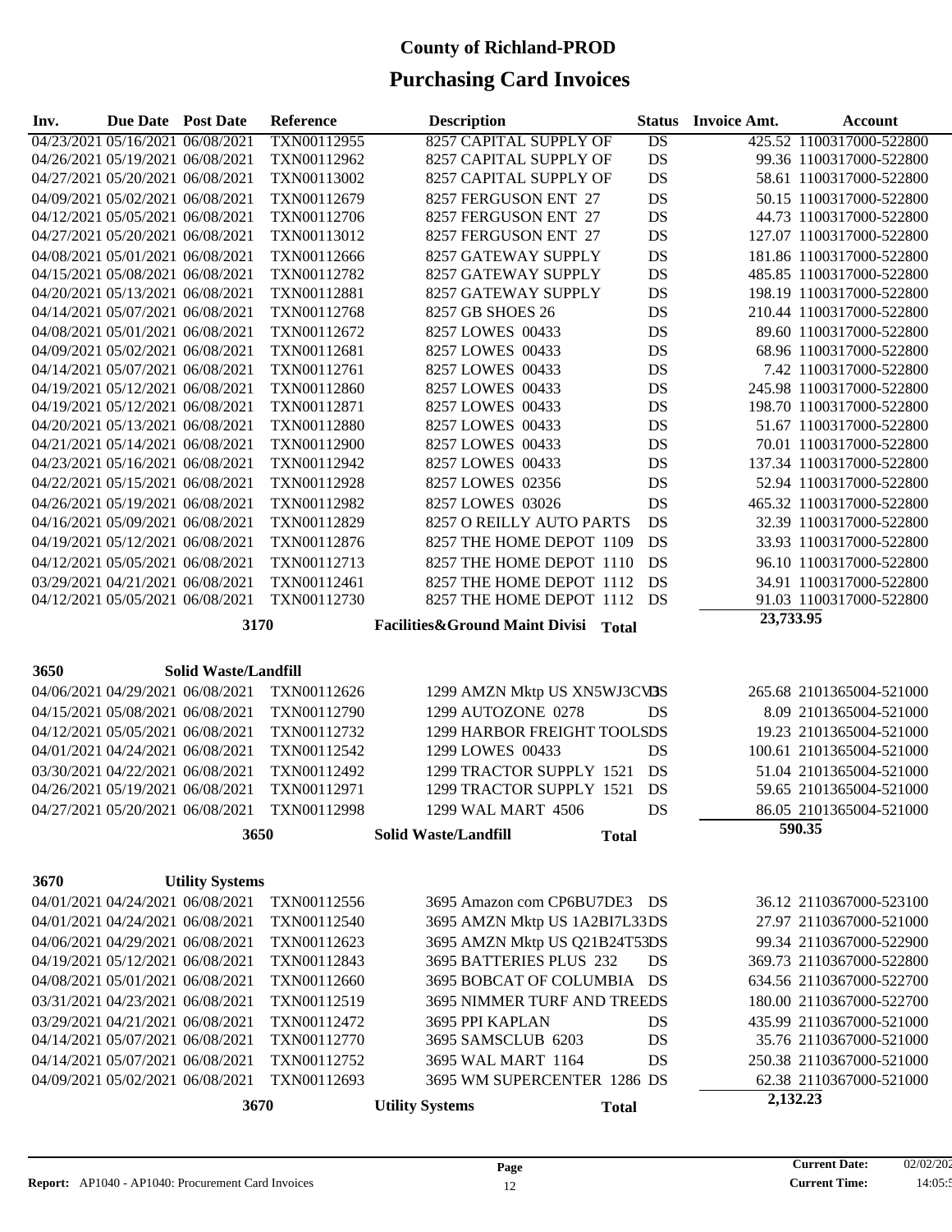# County of Richland-PROD

## Purchasing Card Invoices

| Inv. | Due Date | Post Date | Reference | Description | Status | Invoice Amt. | Account |
|---|---|---|---|---|---|---|---|
| 04/23/2021 | 05/16/2021 | 06/08/2021 | TXN00112955 | 8257 CAPITAL SUPPLY OF | DS | 425.52 | 1100317000-522800 |
| 04/26/2021 | 05/19/2021 | 06/08/2021 | TXN00112962 | 8257 CAPITAL SUPPLY OF | DS | 99.36 | 1100317000-522800 |
| 04/27/2021 | 05/20/2021 | 06/08/2021 | TXN00113002 | 8257 CAPITAL SUPPLY OF | DS | 58.61 | 1100317000-522800 |
| 04/09/2021 | 05/02/2021 | 06/08/2021 | TXN00112679 | 8257 FERGUSON ENT 27 | DS | 50.15 | 1100317000-522800 |
| 04/12/2021 | 05/05/2021 | 06/08/2021 | TXN00112706 | 8257 FERGUSON ENT 27 | DS | 44.73 | 1100317000-522800 |
| 04/27/2021 | 05/20/2021 | 06/08/2021 | TXN00113012 | 8257 FERGUSON ENT 27 | DS | 127.07 | 1100317000-522800 |
| 04/08/2021 | 05/01/2021 | 06/08/2021 | TXN00112666 | 8257 GATEWAY SUPPLY | DS | 181.86 | 1100317000-522800 |
| 04/15/2021 | 05/08/2021 | 06/08/2021 | TXN00112782 | 8257 GATEWAY SUPPLY | DS | 485.85 | 1100317000-522800 |
| 04/20/2021 | 05/13/2021 | 06/08/2021 | TXN00112881 | 8257 GATEWAY SUPPLY | DS | 198.19 | 1100317000-522800 |
| 04/14/2021 | 05/07/2021 | 06/08/2021 | TXN00112768 | 8257 GB SHOES 26 | DS | 210.44 | 1100317000-522800 |
| 04/08/2021 | 05/01/2021 | 06/08/2021 | TXN00112672 | 8257 LOWES 00433 | DS | 89.60 | 1100317000-522800 |
| 04/09/2021 | 05/02/2021 | 06/08/2021 | TXN00112681 | 8257 LOWES 00433 | DS | 68.96 | 1100317000-522800 |
| 04/14/2021 | 05/07/2021 | 06/08/2021 | TXN00112761 | 8257 LOWES 00433 | DS | 7.42 | 1100317000-522800 |
| 04/19/2021 | 05/12/2021 | 06/08/2021 | TXN00112860 | 8257 LOWES 00433 | DS | 245.98 | 1100317000-522800 |
| 04/19/2021 | 05/12/2021 | 06/08/2021 | TXN00112871 | 8257 LOWES 00433 | DS | 198.70 | 1100317000-522800 |
| 04/20/2021 | 05/13/2021 | 06/08/2021 | TXN00112880 | 8257 LOWES 00433 | DS | 51.67 | 1100317000-522800 |
| 04/21/2021 | 05/14/2021 | 06/08/2021 | TXN00112900 | 8257 LOWES 00433 | DS | 70.01 | 1100317000-522800 |
| 04/23/2021 | 05/16/2021 | 06/08/2021 | TXN00112942 | 8257 LOWES 00433 | DS | 137.34 | 1100317000-522800 |
| 04/22/2021 | 05/15/2021 | 06/08/2021 | TXN00112928 | 8257 LOWES 02356 | DS | 52.94 | 1100317000-522800 |
| 04/26/2021 | 05/19/2021 | 06/08/2021 | TXN00112982 | 8257 LOWES 03026 | DS | 465.32 | 1100317000-522800 |
| 04/16/2021 | 05/09/2021 | 06/08/2021 | TXN00112829 | 8257 O REILLY AUTO PARTS | DS | 32.39 | 1100317000-522800 |
| 04/19/2021 | 05/12/2021 | 06/08/2021 | TXN00112876 | 8257 THE HOME DEPOT 1109 | DS | 33.93 | 1100317000-522800 |
| 04/12/2021 | 05/05/2021 | 06/08/2021 | TXN00112713 | 8257 THE HOME DEPOT 1110 | DS | 96.10 | 1100317000-522800 |
| 03/29/2021 | 04/21/2021 | 06/08/2021 | TXN00112461 | 8257 THE HOME DEPOT 1112 | DS | 34.91 | 1100317000-522800 |
| 04/12/2021 | 05/05/2021 | 06/08/2021 | TXN00112730 | 8257 THE HOME DEPOT 1112 | DS | 91.03 | 1100317000-522800 |
| | | **3170** | | **Facilities&Ground Maint Divisi Total** | | **23,733.95** | |

**3650 Solid Waste/Landfill**

| Inv. | Due Date | Post Date | Reference | Description | Status | Invoice Amt. | Account |
|---|---|---|---|---|---|---|---|
| 04/06/2021 | 04/29/2021 | 06/08/2021 | TXN00112626 | 1299 AMZN Mktp US XN5WJ3CV3 | DS | 265.68 | 2101365004-521000 |
| 04/15/2021 | 05/08/2021 | 06/08/2021 | TXN00112790 | 1299 AUTOZONE 0278 | DS | 8.09 | 2101365004-521000 |
| 04/12/2021 | 05/05/2021 | 06/08/2021 | TXN00112732 | 1299 HARBOR FREIGHT TOOLS | DS | 19.23 | 2101365004-521000 |
| 04/01/2021 | 04/24/2021 | 06/08/2021 | TXN00112542 | 1299 LOWES 00433 | DS | 100.61 | 2101365004-521000 |
| 03/30/2021 | 04/22/2021 | 06/08/2021 | TXN00112492 | 1299 TRACTOR SUPPLY 1521 | DS | 51.04 | 2101365004-521000 |
| 04/26/2021 | 05/19/2021 | 06/08/2021 | TXN00112971 | 1299 TRACTOR SUPPLY 1521 | DS | 59.65 | 2101365004-521000 |
| 04/27/2021 | 05/20/2021 | 06/08/2021 | TXN00112998 | 1299 WAL MART 4506 | DS | 86.05 | 2101365004-521000 |
| | | **3650** | | **Solid Waste/Landfill Total** | | **590.35** | |

**3670 Utility Systems**

| Inv. | Due Date | Post Date | Reference | Description | Status | Invoice Amt. | Account |
|---|---|---|---|---|---|---|---|
| 04/01/2021 | 04/24/2021 | 06/08/2021 | TXN00112556 | 3695 Amazon com CP6BU7DE3 | DS | 36.12 | 2110367000-523100 |
| 04/01/2021 | 04/24/2021 | 06/08/2021 | TXN00112540 | 3695 AMZN Mktp US 1A2BI7L33 | DS | 27.97 | 2110367000-521000 |
| 04/06/2021 | 04/29/2021 | 06/08/2021 | TXN00112623 | 3695 AMZN Mktp US Q21B24T53 | DS | 99.34 | 2110367000-522900 |
| 04/19/2021 | 05/12/2021 | 06/08/2021 | TXN00112843 | 3695 BATTERIES PLUS 232 | DS | 369.73 | 2110367000-522800 |
| 04/08/2021 | 05/01/2021 | 06/08/2021 | TXN00112660 | 3695 BOBCAT OF COLUMBIA | DS | 634.56 | 2110367000-522700 |
| 03/31/2021 | 04/23/2021 | 06/08/2021 | TXN00112519 | 3695 NIMMER TURF AND TREE | DS | 180.00 | 2110367000-522700 |
| 03/29/2021 | 04/21/2021 | 06/08/2021 | TXN00112472 | 3695 PPI KAPLAN | DS | 435.99 | 2110367000-521000 |
| 04/14/2021 | 05/07/2021 | 06/08/2021 | TXN00112770 | 3695 SAMSCLUB 6203 | DS | 35.76 | 2110367000-521000 |
| 04/14/2021 | 05/07/2021 | 06/08/2021 | TXN00112752 | 3695 WAL MART 1164 | DS | 250.38 | 2110367000-521000 |
| 04/09/2021 | 05/02/2021 | 06/08/2021 | TXN00112693 | 3695 WM SUPERCENTER 1286 | DS | 62.38 | 2110367000-521000 |
| | | **3670** | | **Utility Systems Total** | | **2,132.23** | |

**Report:** AP1040 - AP1040: Procurement Card Invoices

**Current Date:** 02/02/202
**Current Time:** 14:05:5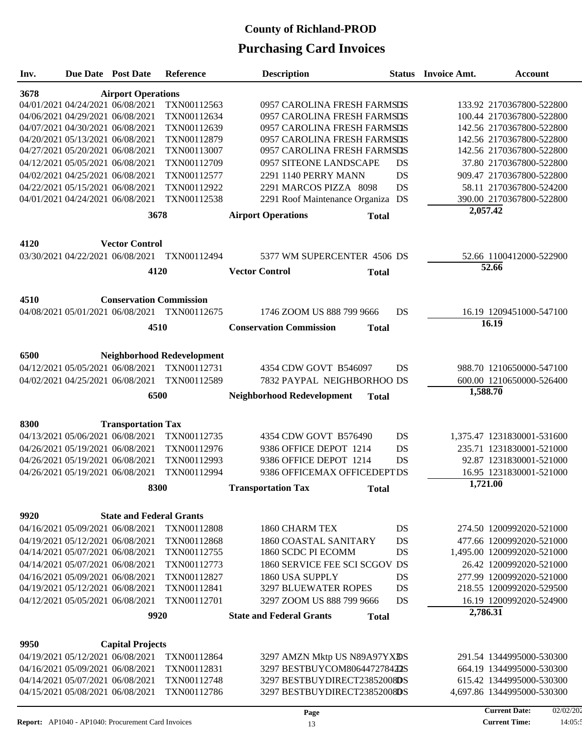# County of Richland-PROD

# Purchasing Card Invoices

| Inv. | Due Date | Post Date | Reference | Description | Status | Invoice Amt. | Account |
|---|---|---|---|---|---|---|---|
| **3678** | | **Airport Operations** | | | | | |
| 04/01/2021 | 04/24/2021 | 06/08/2021 | TXN00112563 | 0957 CAROLINA FRESH FARMS | DS | 133.92 | 2170367800-522800 |
| 04/06/2021 | 04/29/2021 | 06/08/2021 | TXN00112634 | 0957 CAROLINA FRESH FARMS | DS | 100.44 | 2170367800-522800 |
| 04/07/2021 | 04/30/2021 | 06/08/2021 | TXN00112639 | 0957 CAROLINA FRESH FARMS | DS | 142.56 | 2170367800-522800 |
| 04/20/2021 | 05/13/2021 | 06/08/2021 | TXN00112879 | 0957 CAROLINA FRESH FARMS | DS | 142.56 | 2170367800-522800 |
| 04/27/2021 | 05/20/2021 | 06/08/2021 | TXN00113007 | 0957 CAROLINA FRESH FARMS | DS | 142.56 | 2170367800-522800 |
| 04/12/2021 | 05/05/2021 | 06/08/2021 | TXN00112709 | 0957 SITEONE LANDSCAPE | DS | 37.80 | 2170367800-522800 |
| 04/02/2021 | 04/25/2021 | 06/08/2021 | TXN00112577 | 2291 1140 PERRY MANN | DS | 909.47 | 2170367800-522800 |
| 04/22/2021 | 05/15/2021 | 06/08/2021 | TXN00112922 | 2291 MARCOS PIZZA 8098 | DS | 58.11 | 2170367800-524200 |
| 04/01/2021 | 04/24/2021 | 06/08/2021 | TXN00112538 | 2291 Roof Maintenance Organiza | DS | 390.00 | 2170367800-522800 |
| | | **3678** | | **Airport Operations** | **Total** | **2,057.42** | |
| **4120** | | **Vector Control** | | | | | |
| 03/30/2021 | 04/22/2021 | 06/08/2021 | TXN00112494 | 5377 WM SUPERCENTER 4506 | DS | 52.66 | 1100412000-522900 |
| | | **4120** | | **Vector Control** | **Total** | **52.66** | |
| **4510** | | **Conservation Commission** | | | | | |
| 04/08/2021 | 05/01/2021 | 06/08/2021 | TXN00112675 | 1746 ZOOM US 888 799 9666 | DS | 16.19 | 1209451000-547100 |
| | | **4510** | | **Conservation Commission** | **Total** | **16.19** | |
| **6500** | | **Neighborhood Redevelopment** | | | | | |
| 04/12/2021 | 05/05/2021 | 06/08/2021 | TXN00112731 | 4354 CDW GOVT B546097 | DS | 988.70 | 1210650000-547100 |
| 04/02/2021 | 04/25/2021 | 06/08/2021 | TXN00112589 | 7832 PAYPAL NEIGHBORHOO | DS | 600.00 | 1210650000-526400 |
| | | **6500** | | **Neighborhood Redevelopment** | **Total** | **1,588.70** | |
| **8300** | | **Transportation Tax** | | | | | |
| 04/13/2021 | 05/06/2021 | 06/08/2021 | TXN00112735 | 4354 CDW GOVT B576490 | DS | 1,375.47 | 1231830001-531600 |
| 04/26/2021 | 05/19/2021 | 06/08/2021 | TXN00112976 | 9386 OFFICE DEPOT 1214 | DS | 235.71 | 1231830001-521000 |
| 04/26/2021 | 05/19/2021 | 06/08/2021 | TXN00112993 | 9386 OFFICE DEPOT 1214 | DS | 92.87 | 1231830001-521000 |
| 04/26/2021 | 05/19/2021 | 06/08/2021 | TXN00112994 | 9386 OFFICEMAX OFFICEDEPT | DS | 16.95 | 1231830001-521000 |
| | | **8300** | | **Transportation Tax** | **Total** | **1,721.00** | |
| **9920** | | **State and Federal Grants** | | | | | |
| 04/16/2021 | 05/09/2021 | 06/08/2021 | TXN00112808 | 1860 CHARM TEX | DS | 274.50 | 1200992020-521000 |
| 04/19/2021 | 05/12/2021 | 06/08/2021 | TXN00112868 | 1860 COASTAL SANITARY | DS | 477.66 | 1200992020-521000 |
| 04/14/2021 | 05/07/2021 | 06/08/2021 | TXN00112755 | 1860 SCDC PI ECOMM | DS | 1,495.00 | 1200992020-521000 |
| 04/14/2021 | 05/07/2021 | 06/08/2021 | TXN00112773 | 1860 SERVICE FEE SCI SCGOV | DS | 26.42 | 1200992020-521000 |
| 04/16/2021 | 05/09/2021 | 06/08/2021 | TXN00112827 | 1860 USA SUPPLY | DS | 277.99 | 1200992020-521000 |
| 04/19/2021 | 05/12/2021 | 06/08/2021 | TXN00112841 | 3297 BLUEWATER ROPES | DS | 218.55 | 1200992020-529500 |
| 04/12/2021 | 05/05/2021 | 06/08/2021 | TXN00112701 | 3297 ZOOM US 888 799 9666 | DS | 16.19 | 1200992020-524900 |
| | | **9920** | | **State and Federal Grants** | **Total** | **2,786.31** | |
| **9950** | | **Capital Projects** | | | | | |
| 04/19/2021 | 05/12/2021 | 06/08/2021 | TXN00112864 | 3297 AMZN Mktp US N89A97YX3 | DS | 291.54 | 1344995000-530300 |
| 04/16/2021 | 05/09/2021 | 06/08/2021 | TXN00112831 | 3297 BESTBUYCOM806447278422 | DS | 664.19 | 1344995000-530300 |
| 04/14/2021 | 05/07/2021 | 06/08/2021 | TXN00112748 | 3297 BESTBUYDIRECT23852008 | DS | 615.42 | 1344995000-530300 |
| 04/15/2021 | 05/08/2021 | 06/08/2021 | TXN00112786 | 3297 BESTBUYDIRECT23852008 | DS | 4,697.86 | 1344995000-530300 |

**Report:** AP1040 - AP1040: Procurement Card Invoices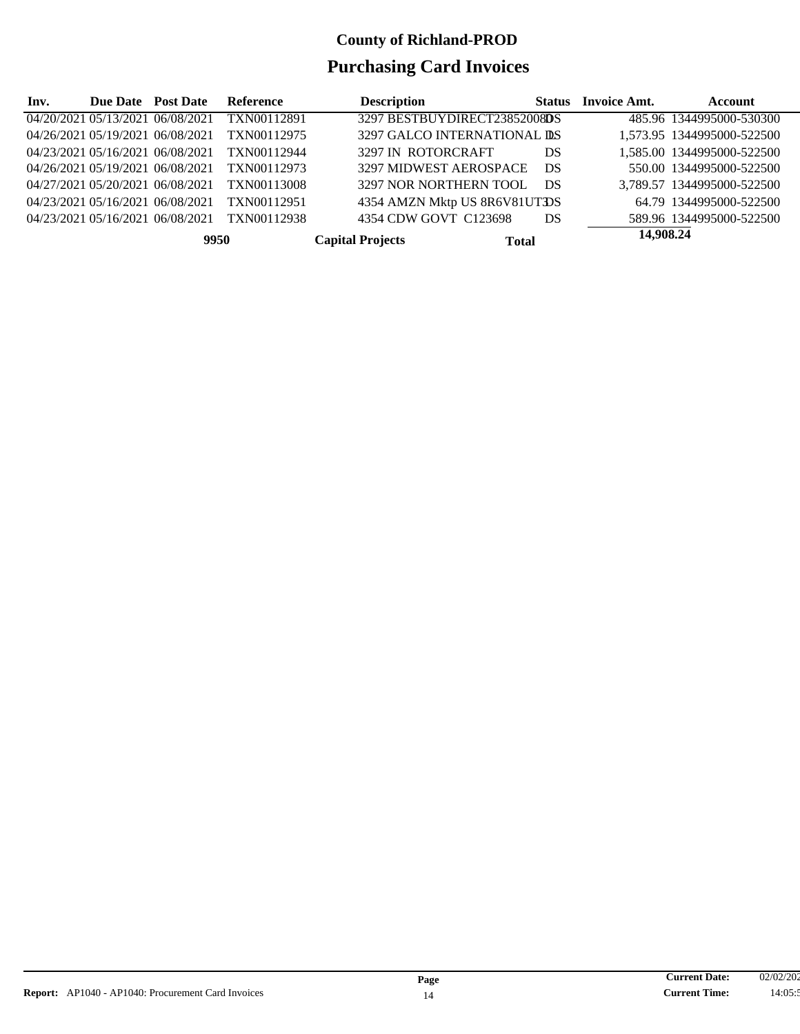# County of Richland-PROD

# Purchasing Card Invoices

| Inv. | Due Date | Post Date | Reference | Description | Status | Invoice Amt. | Account |
|---|---|---|---|---|---|---|---|
| 04/20/2021 | 05/13/2021 | 06/08/2021 | TXN00112891 | 3297 BESTBUYDIRECT23852008 | DS | 485.96 | 1344995000-530300 |
| 04/26/2021 | 05/19/2021 | 06/08/2021 | TXN00112975 | 3297 GALCO INTERNATIONAL L | DS | 1,573.95 | 1344995000-522500 |
| 04/23/2021 | 05/16/2021 | 06/08/2021 | TXN00112944 | 3297 IN ROTORCRAFT | DS | 1,585.00 | 1344995000-522500 |
| 04/26/2021 | 05/19/2021 | 06/08/2021 | TXN00112973 | 3297 MIDWEST AEROSPACE | DS | 550.00 | 1344995000-522500 |
| 04/27/2021 | 05/20/2021 | 06/08/2021 | TXN00113008 | 3297 NOR NORTHERN TOOL | DS | 3,789.57 | 1344995000-522500 |
| 04/23/2021 | 05/16/2021 | 06/08/2021 | TXN00112951 | 4354 AMZN Mktp US 8R6V81UT3 | DS | 64.79 | 1344995000-522500 |
| 04/23/2021 | 05/16/2021 | 06/08/2021 | TXN00112938 | 4354 CDW GOVT C123698 | DS | 589.96 | 1344995000-522500 |
| | | **9950** | | **Capital Projects** | **Total** | **14,908.24** | |

**Report:** AP1040 - AP1040: Procurement Card Invoices

**Current Date:** 02/02/202

**Current Time:** 14:05:5